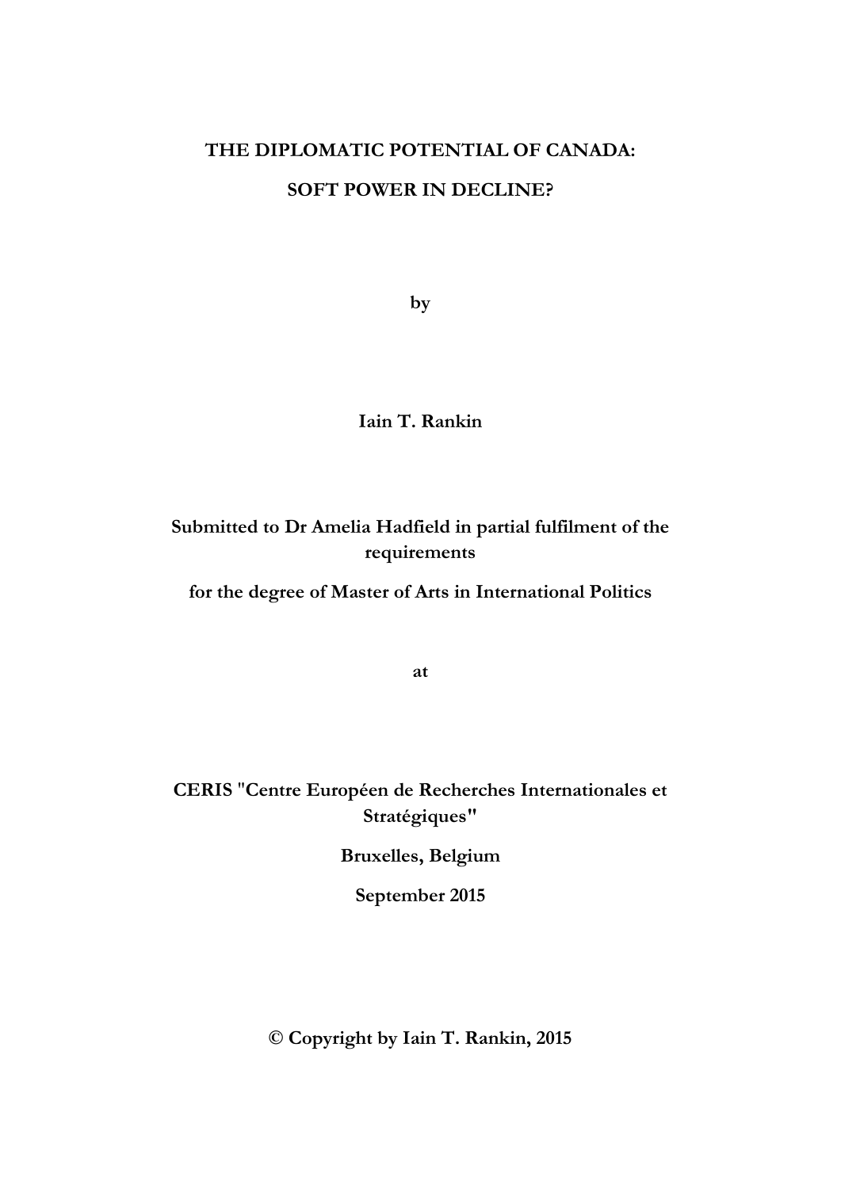# THE DIPLOMATIC POTENTIAL OF CANADA:

# SOFT POWER IN DECLINE?

**by**

**Iain T. Rankin**

**Submitted to Dr Amelia Hadfield in partial fulfilment of the requirements**

**for the degree of Master of Arts in International Politics**

**at**

**CERIS "Centre Européen de Recherches Internationales et Stratégiques"**

**Bruxelles, Belgium**

**September 2015**

**© Copyright by Iain T. Rankin, 2015**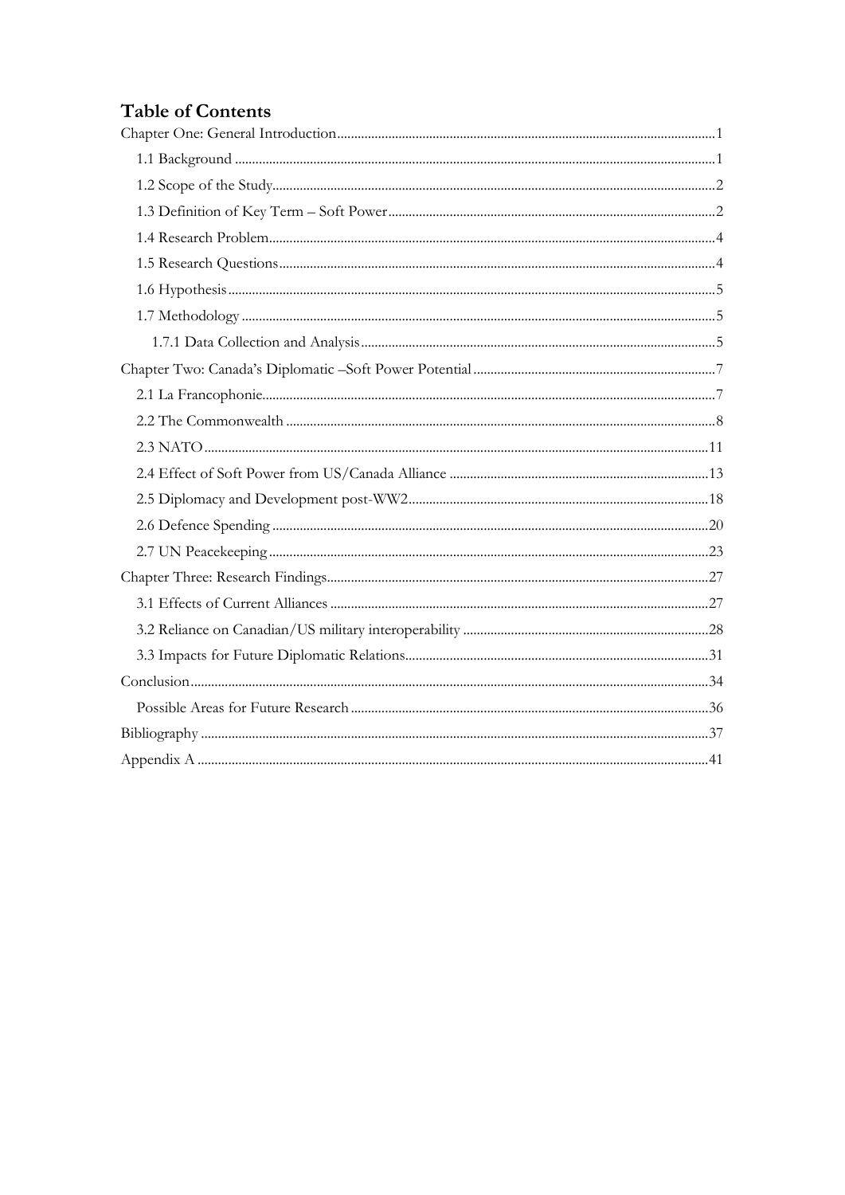# Table of Contents

Chapter One: General Introduction ..... 1

- 1.1 Background ..... 1
- 1.2 Scope of the Study ..... 2
- 1.3 Definition of Key Term – Soft Power ..... 2
- 1.4 Research Problem ..... 4
- 1.5 Research Questions ..... 4
- 1.6 Hypothesis ..... 5
- 1.7 Methodology ..... 5
  - 1.7.1 Data Collection and Analysis ..... 5

Chapter Two: Canada's Diplomatic –Soft Power Potential ..... 7

- 2.1 La Francophonie ..... 7
- 2.2 The Commonwealth ..... 8
- 2.3 NATO ..... 11
- 2.4 Effect of Soft Power from US/Canada Alliance ..... 13
- 2.5 Diplomacy and Development post-WW2 ..... 18
- 2.6 Defence Spending ..... 20
- 2.7 UN Peacekeeping ..... 23

Chapter Three: Research Findings ..... 27

- 3.1 Effects of Current Alliances ..... 27
- 3.2 Reliance on Canadian/US military interoperability ..... 28
- 3.3 Impacts for Future Diplomatic Relations ..... 31

Conclusion ..... 34

- Possible Areas for Future Research ..... 36

Bibliography ..... 37

Appendix A ..... 41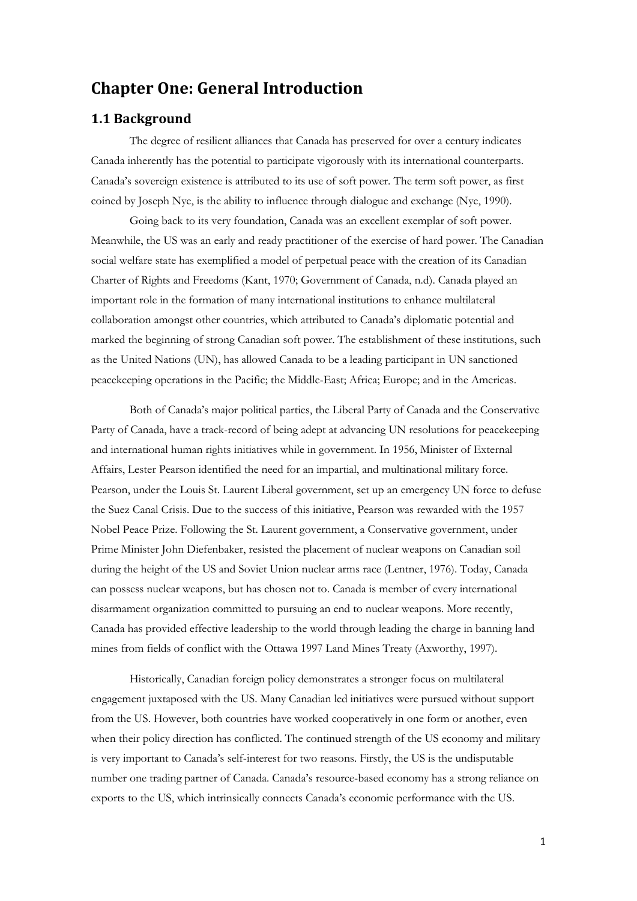# Chapter One: General Introduction

## 1.1 Background

The degree of resilient alliances that Canada has preserved for over a century indicates Canada inherently has the potential to participate vigorously with its international counterparts. Canada's sovereign existence is attributed to its use of soft power. The term soft power, as first coined by Joseph Nye, is the ability to influence through dialogue and exchange (Nye, 1990).

Going back to its very foundation, Canada was an excellent exemplar of soft power. Meanwhile, the US was an early and ready practitioner of the exercise of hard power. The Canadian social welfare state has exemplified a model of perpetual peace with the creation of its Canadian Charter of Rights and Freedoms (Kant, 1970; Government of Canada, n.d). Canada played an important role in the formation of many international institutions to enhance multilateral collaboration amongst other countries, which attributed to Canada's diplomatic potential and marked the beginning of strong Canadian soft power. The establishment of these institutions, such as the United Nations (UN), has allowed Canada to be a leading participant in UN sanctioned peacekeeping operations in the Pacific; the Middle-East; Africa; Europe; and in the Americas.

Both of Canada's major political parties, the Liberal Party of Canada and the Conservative Party of Canada, have a track-record of being adept at advancing UN resolutions for peacekeeping and international human rights initiatives while in government. In 1956, Minister of External Affairs, Lester Pearson identified the need for an impartial, and multinational military force. Pearson, under the Louis St. Laurent Liberal government, set up an emergency UN force to defuse the Suez Canal Crisis. Due to the success of this initiative, Pearson was rewarded with the 1957 Nobel Peace Prize. Following the St. Laurent government, a Conservative government, under Prime Minister John Diefenbaker, resisted the placement of nuclear weapons on Canadian soil during the height of the US and Soviet Union nuclear arms race (Lentner, 1976). Today, Canada can possess nuclear weapons, but has chosen not to. Canada is member of every international disarmament organization committed to pursuing an end to nuclear weapons. More recently, Canada has provided effective leadership to the world through leading the charge in banning land mines from fields of conflict with the Ottawa 1997 Land Mines Treaty (Axworthy, 1997).

Historically, Canadian foreign policy demonstrates a stronger focus on multilateral engagement juxtaposed with the US. Many Canadian led initiatives were pursued without support from the US. However, both countries have worked cooperatively in one form or another, even when their policy direction has conflicted. The continued strength of the US economy and military is very important to Canada's self-interest for two reasons. Firstly, the US is the undisputable number one trading partner of Canada. Canada's resource-based economy has a strong reliance on exports to the US, which intrinsically connects Canada's economic performance with the US.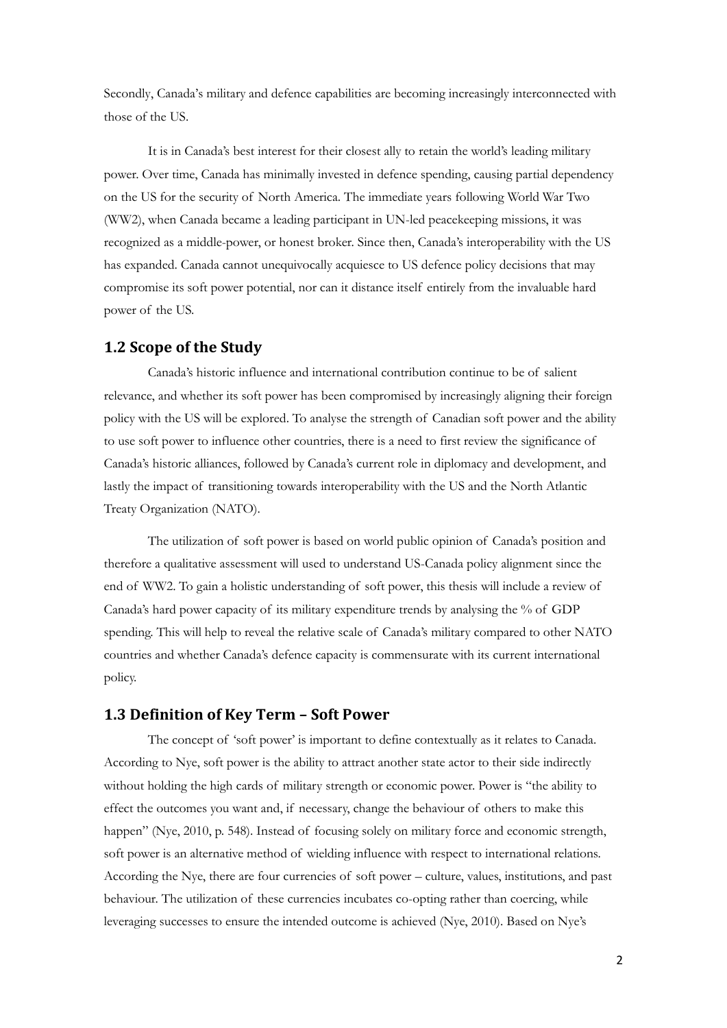Secondly, Canada's military and defence capabilities are becoming increasingly interconnected with those of the US.

It is in Canada's best interest for their closest ally to retain the world's leading military power. Over time, Canada has minimally invested in defence spending, causing partial dependency on the US for the security of North America. The immediate years following World War Two (WW2), when Canada became a leading participant in UN-led peacekeeping missions, it was recognized as a middle-power, or honest broker. Since then, Canada's interoperability with the US has expanded. Canada cannot unequivocally acquiesce to US defence policy decisions that may compromise its soft power potential, nor can it distance itself entirely from the invaluable hard power of the US.

## 1.2 Scope of the Study

Canada's historic influence and international contribution continue to be of salient relevance, and whether its soft power has been compromised by increasingly aligning their foreign policy with the US will be explored. To analyse the strength of Canadian soft power and the ability to use soft power to influence other countries, there is a need to first review the significance of Canada's historic alliances, followed by Canada's current role in diplomacy and development, and lastly the impact of transitioning towards interoperability with the US and the North Atlantic Treaty Organization (NATO).

The utilization of soft power is based on world public opinion of Canada's position and therefore a qualitative assessment will used to understand US-Canada policy alignment since the end of WW2. To gain a holistic understanding of soft power, this thesis will include a review of Canada's hard power capacity of its military expenditure trends by analysing the % of GDP spending. This will help to reveal the relative scale of Canada's military compared to other NATO countries and whether Canada's defence capacity is commensurate with its current international policy.

## 1.3 Definition of Key Term – Soft Power

The concept of 'soft power' is important to define contextually as it relates to Canada. According to Nye, soft power is the ability to attract another state actor to their side indirectly without holding the high cards of military strength or economic power. Power is "the ability to effect the outcomes you want and, if necessary, change the behaviour of others to make this happen" (Nye, 2010, p. 548). Instead of focusing solely on military force and economic strength, soft power is an alternative method of wielding influence with respect to international relations. According the Nye, there are four currencies of soft power – culture, values, institutions, and past behaviour. The utilization of these currencies incubates co-opting rather than coercing, while leveraging successes to ensure the intended outcome is achieved (Nye, 2010). Based on Nye's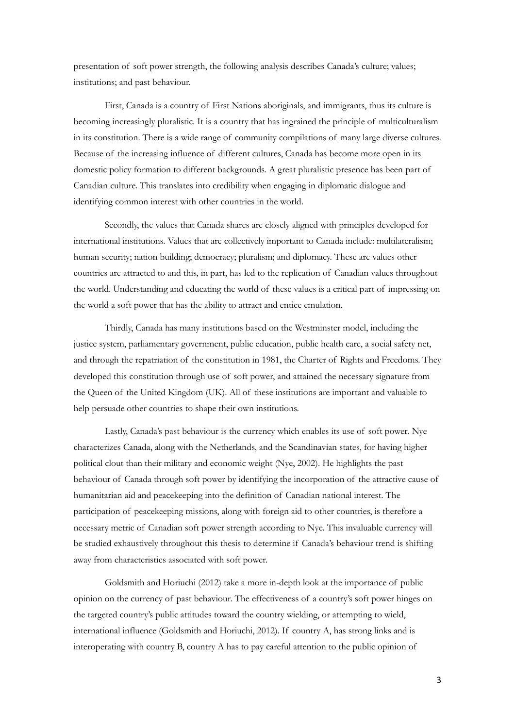presentation of soft power strength, the following analysis describes Canada's culture; values; institutions; and past behaviour.

First, Canada is a country of First Nations aboriginals, and immigrants, thus its culture is becoming increasingly pluralistic. It is a country that has ingrained the principle of multiculturalism in its constitution. There is a wide range of community compilations of many large diverse cultures. Because of the increasing influence of different cultures, Canada has become more open in its domestic policy formation to different backgrounds. A great pluralistic presence has been part of Canadian culture. This translates into credibility when engaging in diplomatic dialogue and identifying common interest with other countries in the world.

Secondly, the values that Canada shares are closely aligned with principles developed for international institutions. Values that are collectively important to Canada include: multilateralism; human security; nation building; democracy; pluralism; and diplomacy. These are values other countries are attracted to and this, in part, has led to the replication of Canadian values throughout the world. Understanding and educating the world of these values is a critical part of impressing on the world a soft power that has the ability to attract and entice emulation.

Thirdly, Canada has many institutions based on the Westminster model, including the justice system, parliamentary government, public education, public health care, a social safety net, and through the repatriation of the constitution in 1981, the Charter of Rights and Freedoms. They developed this constitution through use of soft power, and attained the necessary signature from the Queen of the United Kingdom (UK). All of these institutions are important and valuable to help persuade other countries to shape their own institutions.

Lastly, Canada's past behaviour is the currency which enables its use of soft power. Nye characterizes Canada, along with the Netherlands, and the Scandinavian states, for having higher political clout than their military and economic weight (Nye, 2002). He highlights the past behaviour of Canada through soft power by identifying the incorporation of the attractive cause of humanitarian aid and peacekeeping into the definition of Canadian national interest. The participation of peacekeeping missions, along with foreign aid to other countries, is therefore a necessary metric of Canadian soft power strength according to Nye. This invaluable currency will be studied exhaustively throughout this thesis to determine if Canada's behaviour trend is shifting away from characteristics associated with soft power.

Goldsmith and Horiuchi (2012) take a more in-depth look at the importance of public opinion on the currency of past behaviour. The effectiveness of a country's soft power hinges on the targeted country's public attitudes toward the country wielding, or attempting to wield, international influence (Goldsmith and Horiuchi, 2012). If country A, has strong links and is interoperating with country B, country A has to pay careful attention to the public opinion of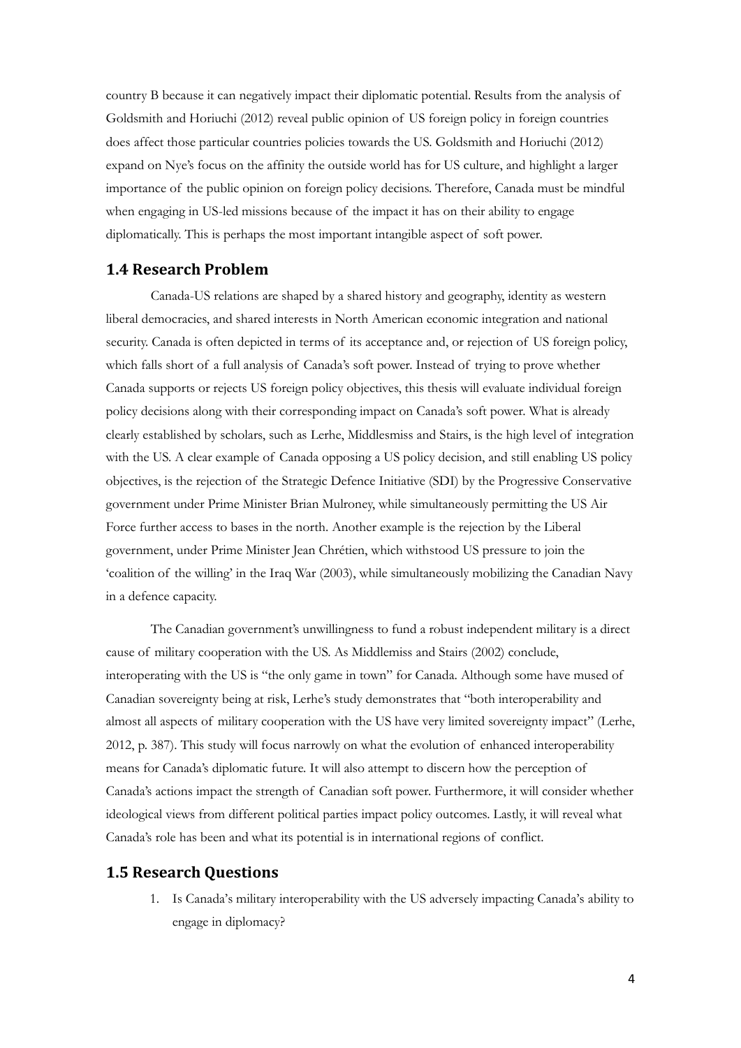country B because it can negatively impact their diplomatic potential. Results from the analysis of Goldsmith and Horiuchi (2012) reveal public opinion of US foreign policy in foreign countries does affect those particular countries policies towards the US. Goldsmith and Horiuchi (2012) expand on Nye's focus on the affinity the outside world has for US culture, and highlight a larger importance of the public opinion on foreign policy decisions. Therefore, Canada must be mindful when engaging in US-led missions because of the impact it has on their ability to engage diplomatically. This is perhaps the most important intangible aspect of soft power.

## 1.4 Research Problem

Canada-US relations are shaped by a shared history and geography, identity as western liberal democracies, and shared interests in North American economic integration and national security. Canada is often depicted in terms of its acceptance and, or rejection of US foreign policy, which falls short of a full analysis of Canada's soft power. Instead of trying to prove whether Canada supports or rejects US foreign policy objectives, this thesis will evaluate individual foreign policy decisions along with their corresponding impact on Canada's soft power. What is already clearly established by scholars, such as Lerhe, Middlesmiss and Stairs, is the high level of integration with the US. A clear example of Canada opposing a US policy decision, and still enabling US policy objectives, is the rejection of the Strategic Defence Initiative (SDI) by the Progressive Conservative government under Prime Minister Brian Mulroney, while simultaneously permitting the US Air Force further access to bases in the north. Another example is the rejection by the Liberal government, under Prime Minister Jean Chrétien, which withstood US pressure to join the 'coalition of the willing' in the Iraq War (2003), while simultaneously mobilizing the Canadian Navy in a defence capacity.

The Canadian government's unwillingness to fund a robust independent military is a direct cause of military cooperation with the US. As Middlemiss and Stairs (2002) conclude, interoperating with the US is "the only game in town" for Canada. Although some have mused of Canadian sovereignty being at risk, Lerhe's study demonstrates that "both interoperability and almost all aspects of military cooperation with the US have very limited sovereignty impact" (Lerhe, 2012, p. 387). This study will focus narrowly on what the evolution of enhanced interoperability means for Canada's diplomatic future. It will also attempt to discern how the perception of Canada's actions impact the strength of Canadian soft power. Furthermore, it will consider whether ideological views from different political parties impact policy outcomes. Lastly, it will reveal what Canada's role has been and what its potential is in international regions of conflict.

## 1.5 Research Questions

1. Is Canada's military interoperability with the US adversely impacting Canada's ability to engage in diplomacy?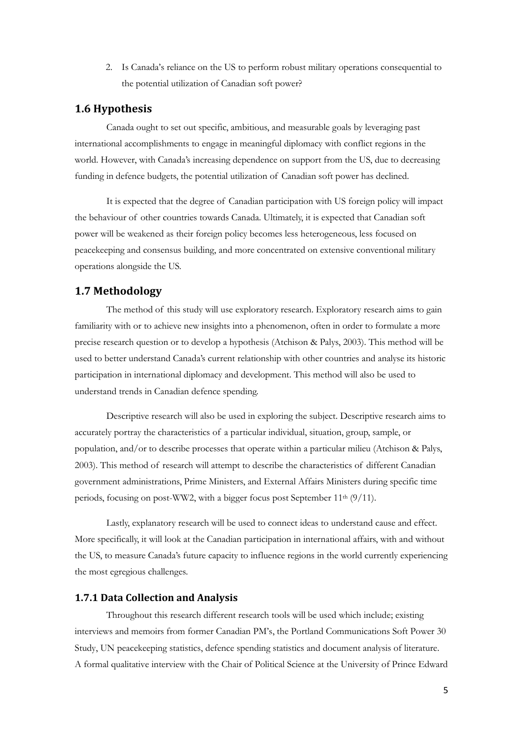2. Is Canada's reliance on the US to perform robust military operations consequential to the potential utilization of Canadian soft power?

## 1.6 Hypothesis

Canada ought to set out specific, ambitious, and measurable goals by leveraging past international accomplishments to engage in meaningful diplomacy with conflict regions in the world. However, with Canada's increasing dependence on support from the US, due to decreasing funding in defence budgets, the potential utilization of Canadian soft power has declined.

It is expected that the degree of Canadian participation with US foreign policy will impact the behaviour of other countries towards Canada. Ultimately, it is expected that Canadian soft power will be weakened as their foreign policy becomes less heterogeneous, less focused on peacekeeping and consensus building, and more concentrated on extensive conventional military operations alongside the US.

## 1.7 Methodology

The method of this study will use exploratory research. Exploratory research aims to gain familiarity with or to achieve new insights into a phenomenon, often in order to formulate a more precise research question or to develop a hypothesis (Atchison & Palys, 2003). This method will be used to better understand Canada's current relationship with other countries and analyse its historic participation in international diplomacy and development. This method will also be used to understand trends in Canadian defence spending.

Descriptive research will also be used in exploring the subject. Descriptive research aims to accurately portray the characteristics of a particular individual, situation, group, sample, or population, and/or to describe processes that operate within a particular milieu (Atchison & Palys, 2003). This method of research will attempt to describe the characteristics of different Canadian government administrations, Prime Ministers, and External Affairs Ministers during specific time periods, focusing on post-WW2, with a bigger focus post September 11th (9/11).

Lastly, explanatory research will be used to connect ideas to understand cause and effect. More specifically, it will look at the Canadian participation in international affairs, with and without the US, to measure Canada's future capacity to influence regions in the world currently experiencing the most egregious challenges.

### 1.7.1 Data Collection and Analysis

Throughout this research different research tools will be used which include; existing interviews and memoirs from former Canadian PM's, the Portland Communications Soft Power 30 Study, UN peacekeeping statistics, defence spending statistics and document analysis of literature. A formal qualitative interview with the Chair of Political Science at the University of Prince Edward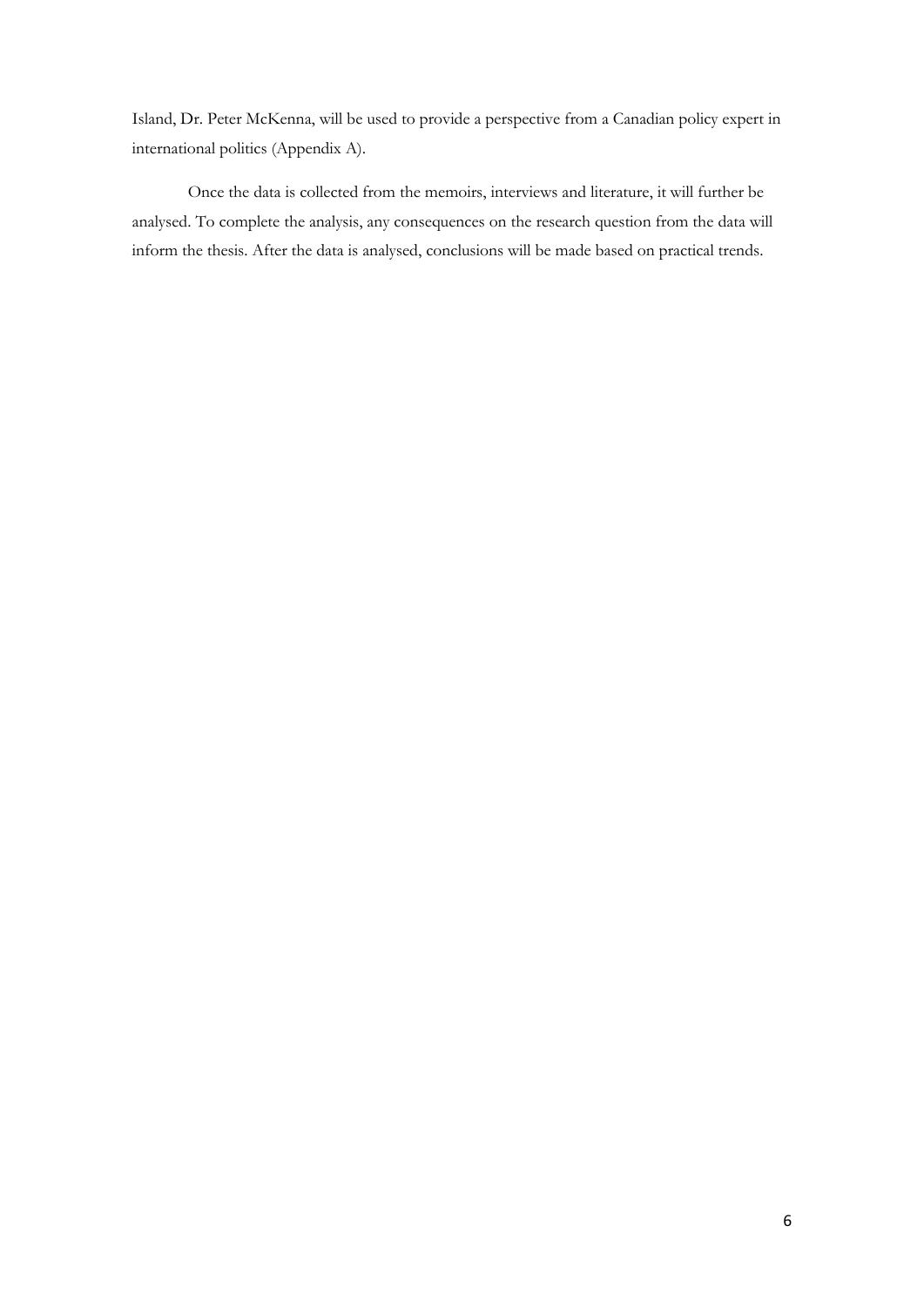Island, Dr. Peter McKenna, will be used to provide a perspective from a Canadian policy expert in international politics (Appendix A).

Once the data is collected from the memoirs, interviews and literature, it will further be analysed. To complete the analysis, any consequences on the research question from the data will inform the thesis. After the data is analysed, conclusions will be made based on practical trends.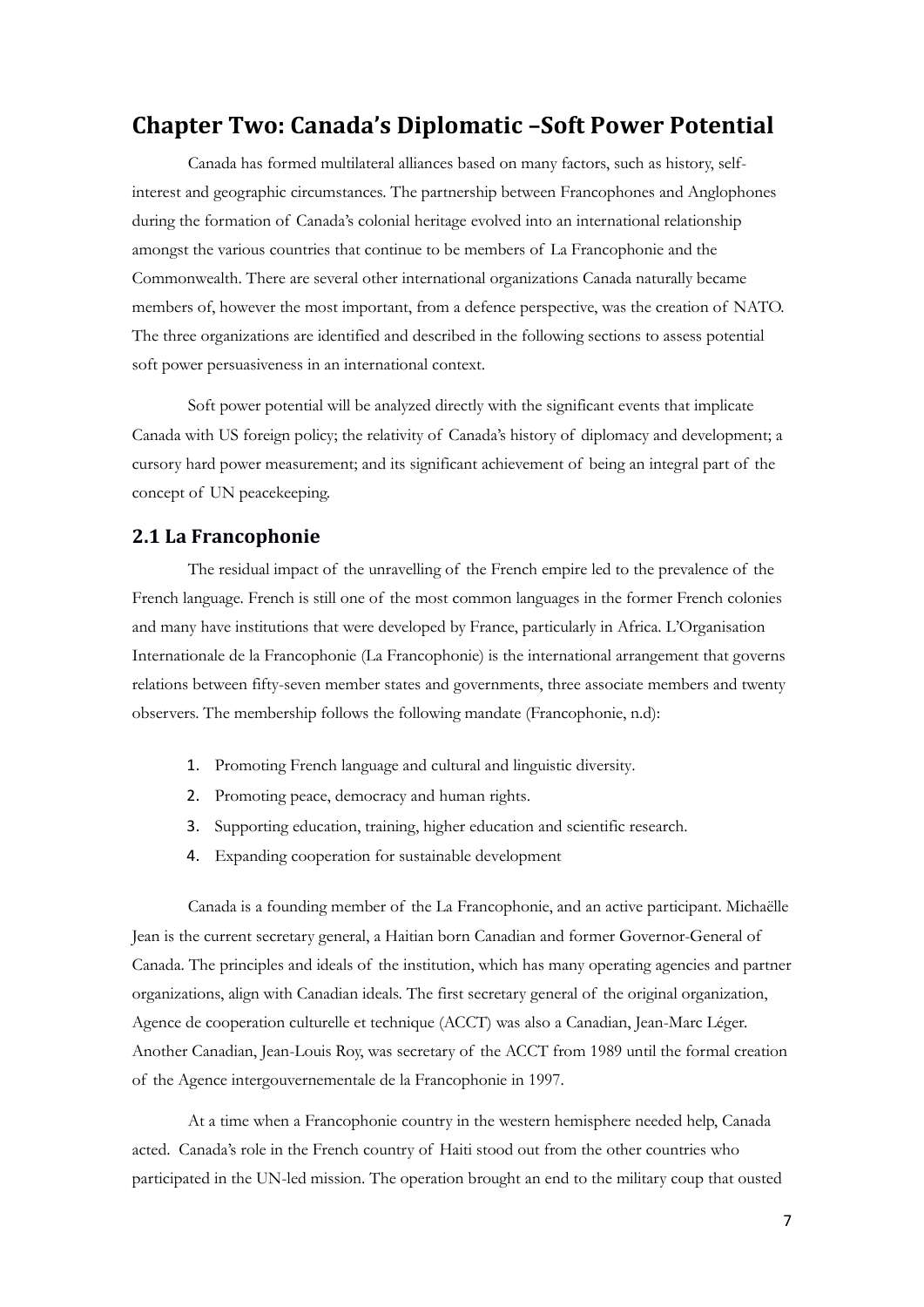## Chapter Two: Canada's Diplomatic –Soft Power Potential

Canada has formed multilateral alliances based on many factors, such as history, self-interest and geographic circumstances. The partnership between Francophones and Anglophones during the formation of Canada's colonial heritage evolved into an international relationship amongst the various countries that continue to be members of La Francophonie and the Commonwealth. There are several other international organizations Canada naturally became members of, however the most important, from a defence perspective, was the creation of NATO. The three organizations are identified and described in the following sections to assess potential soft power persuasiveness in an international context.

Soft power potential will be analyzed directly with the significant events that implicate Canada with US foreign policy; the relativity of Canada's history of diplomacy and development; a cursory hard power measurement; and its significant achievement of being an integral part of the concept of UN peacekeeping.

### 2.1 La Francophonie

The residual impact of the unravelling of the French empire led to the prevalence of the French language. French is still one of the most common languages in the former French colonies and many have institutions that were developed by France, particularly in Africa. L'Organisation Internationale de la Francophonie (La Francophonie) is the international arrangement that governs relations between fifty-seven member states and governments, three associate members and twenty observers. The membership follows the following mandate (Francophonie, n.d):

1. Promoting French language and cultural and linguistic diversity.
2. Promoting peace, democracy and human rights.
3. Supporting education, training, higher education and scientific research.
4. Expanding cooperation for sustainable development

Canada is a founding member of the La Francophonie, and an active participant. Michaëlle Jean is the current secretary general, a Haitian born Canadian and former Governor-General of Canada. The principles and ideals of the institution, which has many operating agencies and partner organizations, align with Canadian ideals. The first secretary general of the original organization, Agence de cooperation culturelle et technique (ACCT) was also a Canadian, Jean-Marc Léger. Another Canadian, Jean-Louis Roy, was secretary of the ACCT from 1989 until the formal creation of the Agence intergouvernementale de la Francophonie in 1997.

At a time when a Francophonie country in the western hemisphere needed help, Canada acted. Canada's role in the French country of Haiti stood out from the other countries who participated in the UN-led mission. The operation brought an end to the military coup that ousted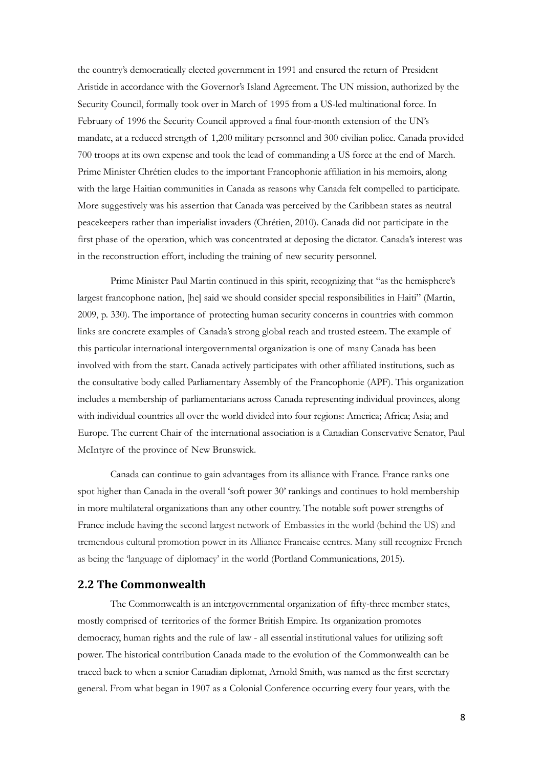the country's democratically elected government in 1991 and ensured the return of President Aristide in accordance with the Governor's Island Agreement. The UN mission, authorized by the Security Council, formally took over in March of 1995 from a US-led multinational force. In February of 1996 the Security Council approved a final four-month extension of the UN's mandate, at a reduced strength of 1,200 military personnel and 300 civilian police. Canada provided 700 troops at its own expense and took the lead of commanding a US force at the end of March. Prime Minister Chrétien eludes to the important Francophonie affiliation in his memoirs, along with the large Haitian communities in Canada as reasons why Canada felt compelled to participate. More suggestively was his assertion that Canada was perceived by the Caribbean states as neutral peacekeepers rather than imperialist invaders (Chrétien, 2010). Canada did not participate in the first phase of the operation, which was concentrated at deposing the dictator. Canada's interest was in the reconstruction effort, including the training of new security personnel.

Prime Minister Paul Martin continued in this spirit, recognizing that "as the hemisphere's largest francophone nation, [he] said we should consider special responsibilities in Haiti" (Martin, 2009, p. 330). The importance of protecting human security concerns in countries with common links are concrete examples of Canada's strong global reach and trusted esteem. The example of this particular international intergovernmental organization is one of many Canada has been involved with from the start. Canada actively participates with other affiliated institutions, such as the consultative body called Parliamentary Assembly of the Francophonie (APF). This organization includes a membership of parliamentarians across Canada representing individual provinces, along with individual countries all over the world divided into four regions: America; Africa; Asia; and Europe. The current Chair of the international association is a Canadian Conservative Senator, Paul McIntyre of the province of New Brunswick.

Canada can continue to gain advantages from its alliance with France. France ranks one spot higher than Canada in the overall 'soft power 30' rankings and continues to hold membership in more multilateral organizations than any other country. The notable soft power strengths of France include having the second largest network of Embassies in the world (behind the US) and tremendous cultural promotion power in its Alliance Francaise centres. Many still recognize French as being the 'language of diplomacy' in the world (Portland Communications, 2015).

## 2.2 The Commonwealth

The Commonwealth is an intergovernmental organization of fifty-three member states, mostly comprised of territories of the former British Empire. Its organization promotes democracy, human rights and the rule of law - all essential institutional values for utilizing soft power. The historical contribution Canada made to the evolution of the Commonwealth can be traced back to when a senior Canadian diplomat, Arnold Smith, was named as the first secretary general. From what began in 1907 as a Colonial Conference occurring every four years, with the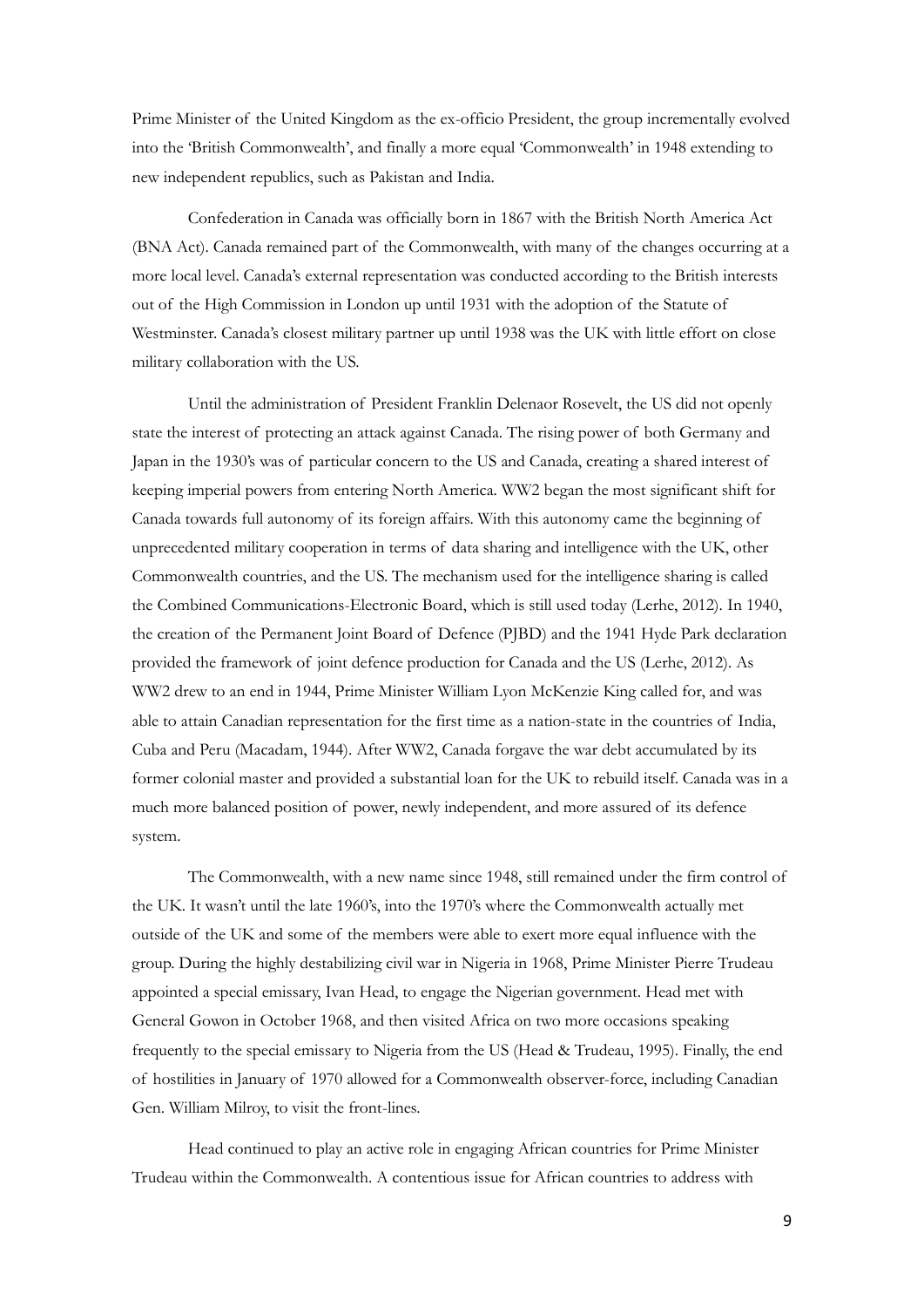Prime Minister of the United Kingdom as the ex-officio President, the group incrementally evolved into the 'British Commonwealth', and finally a more equal 'Commonwealth' in 1948 extending to new independent republics, such as Pakistan and India.

Confederation in Canada was officially born in 1867 with the British North America Act (BNA Act). Canada remained part of the Commonwealth, with many of the changes occurring at a more local level. Canada's external representation was conducted according to the British interests out of the High Commission in London up until 1931 with the adoption of the Statute of Westminster. Canada's closest military partner up until 1938 was the UK with little effort on close military collaboration with the US.

Until the administration of President Franklin Delenaor Rosevelt, the US did not openly state the interest of protecting an attack against Canada. The rising power of both Germany and Japan in the 1930's was of particular concern to the US and Canada, creating a shared interest of keeping imperial powers from entering North America. WW2 began the most significant shift for Canada towards full autonomy of its foreign affairs. With this autonomy came the beginning of unprecedented military cooperation in terms of data sharing and intelligence with the UK, other Commonwealth countries, and the US. The mechanism used for the intelligence sharing is called the Combined Communications-Electronic Board, which is still used today (Lerhe, 2012). In 1940, the creation of the Permanent Joint Board of Defence (PJBD) and the 1941 Hyde Park declaration provided the framework of joint defence production for Canada and the US (Lerhe, 2012). As WW2 drew to an end in 1944, Prime Minister William Lyon McKenzie King called for, and was able to attain Canadian representation for the first time as a nation-state in the countries of India, Cuba and Peru (Macadam, 1944). After WW2, Canada forgave the war debt accumulated by its former colonial master and provided a substantial loan for the UK to rebuild itself. Canada was in a much more balanced position of power, newly independent, and more assured of its defence system.

The Commonwealth, with a new name since 1948, still remained under the firm control of the UK. It wasn't until the late 1960's, into the 1970's where the Commonwealth actually met outside of the UK and some of the members were able to exert more equal influence with the group. During the highly destabilizing civil war in Nigeria in 1968, Prime Minister Pierre Trudeau appointed a special emissary, Ivan Head, to engage the Nigerian government. Head met with General Gowon in October 1968, and then visited Africa on two more occasions speaking frequently to the special emissary to Nigeria from the US (Head & Trudeau, 1995). Finally, the end of hostilities in January of 1970 allowed for a Commonwealth observer-force, including Canadian Gen. William Milroy, to visit the front-lines.

Head continued to play an active role in engaging African countries for Prime Minister Trudeau within the Commonwealth. A contentious issue for African countries to address with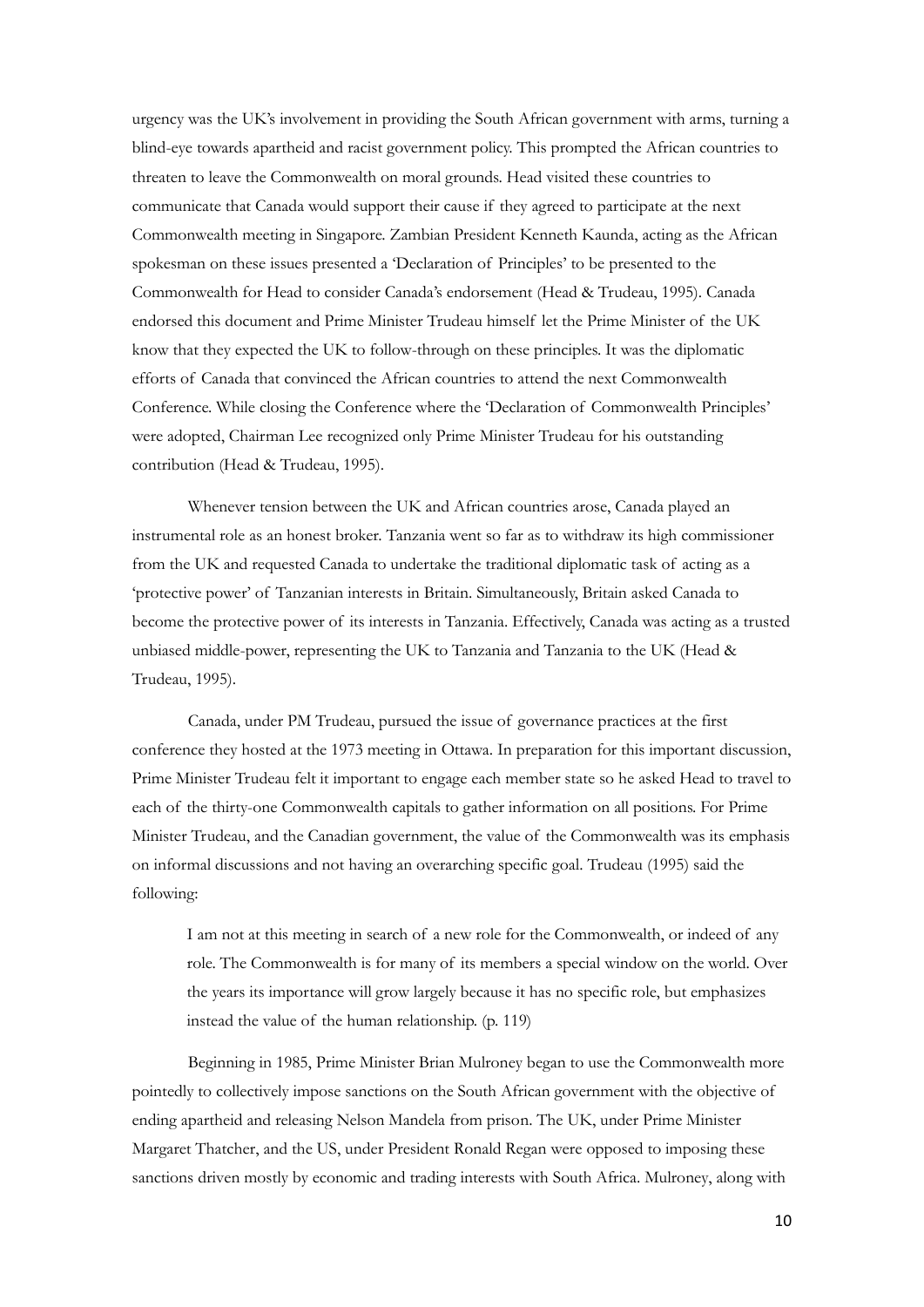urgency was the UK's involvement in providing the South African government with arms, turning a blind-eye towards apartheid and racist government policy. This prompted the African countries to threaten to leave the Commonwealth on moral grounds. Head visited these countries to communicate that Canada would support their cause if they agreed to participate at the next Commonwealth meeting in Singapore. Zambian President Kenneth Kaunda, acting as the African spokesman on these issues presented a 'Declaration of Principles' to be presented to the Commonwealth for Head to consider Canada's endorsement (Head & Trudeau, 1995). Canada endorsed this document and Prime Minister Trudeau himself let the Prime Minister of the UK know that they expected the UK to follow-through on these principles. It was the diplomatic efforts of Canada that convinced the African countries to attend the next Commonwealth Conference. While closing the Conference where the 'Declaration of Commonwealth Principles' were adopted, Chairman Lee recognized only Prime Minister Trudeau for his outstanding contribution (Head & Trudeau, 1995).

Whenever tension between the UK and African countries arose, Canada played an instrumental role as an honest broker. Tanzania went so far as to withdraw its high commissioner from the UK and requested Canada to undertake the traditional diplomatic task of acting as a 'protective power' of Tanzanian interests in Britain. Simultaneously, Britain asked Canada to become the protective power of its interests in Tanzania. Effectively, Canada was acting as a trusted unbiased middle-power, representing the UK to Tanzania and Tanzania to the UK (Head & Trudeau, 1995).

Canada, under PM Trudeau, pursued the issue of governance practices at the first conference they hosted at the 1973 meeting in Ottawa. In preparation for this important discussion, Prime Minister Trudeau felt it important to engage each member state so he asked Head to travel to each of the thirty-one Commonwealth capitals to gather information on all positions. For Prime Minister Trudeau, and the Canadian government, the value of the Commonwealth was its emphasis on informal discussions and not having an overarching specific goal. Trudeau (1995) said the following:

> I am not at this meeting in search of a new role for the Commonwealth, or indeed of any role. The Commonwealth is for many of its members a special window on the world. Over the years its importance will grow largely because it has no specific role, but emphasizes instead the value of the human relationship. (p. 119)

Beginning in 1985, Prime Minister Brian Mulroney began to use the Commonwealth more pointedly to collectively impose sanctions on the South African government with the objective of ending apartheid and releasing Nelson Mandela from prison. The UK, under Prime Minister Margaret Thatcher, and the US, under President Ronald Regan were opposed to imposing these sanctions driven mostly by economic and trading interests with South Africa. Mulroney, along with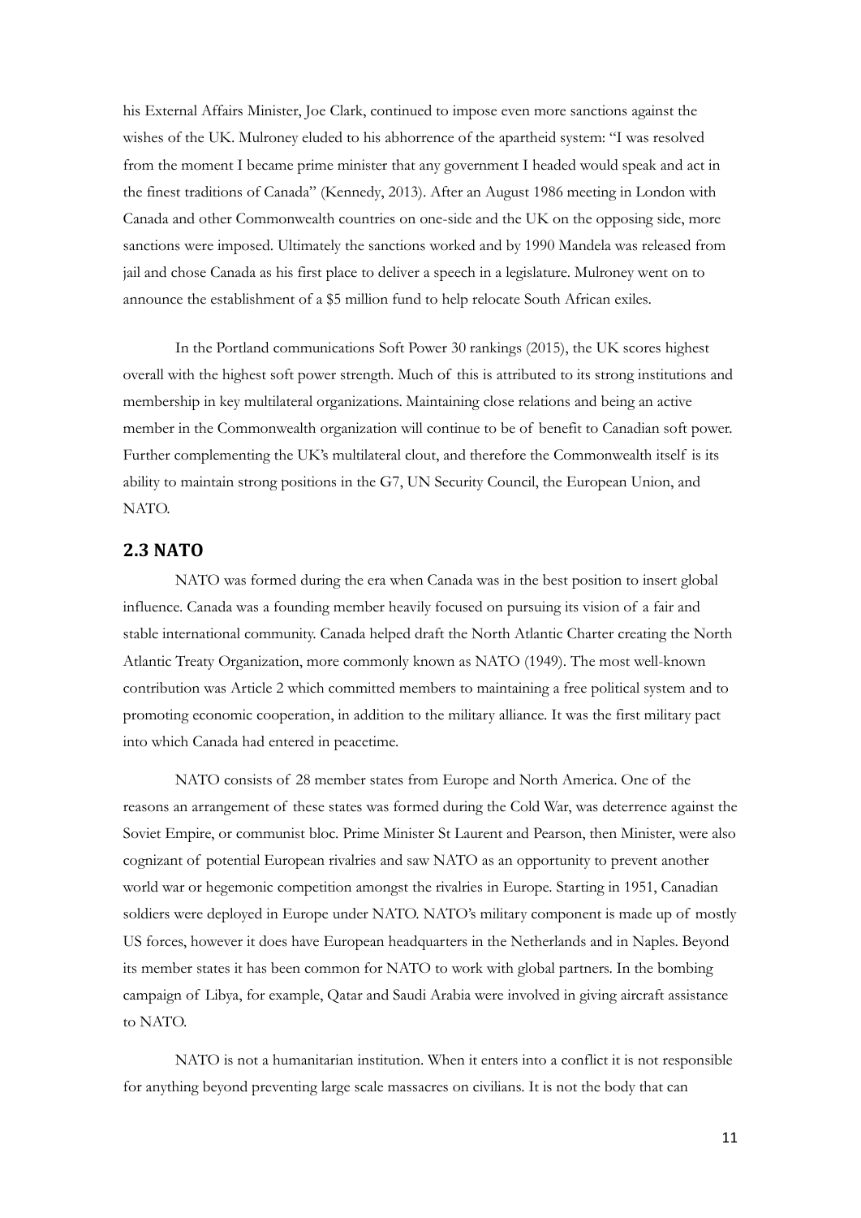his External Affairs Minister, Joe Clark, continued to impose even more sanctions against the wishes of the UK. Mulroney eluded to his abhorrence of the apartheid system: "I was resolved from the moment I became prime minister that any government I headed would speak and act in the finest traditions of Canada" (Kennedy, 2013). After an August 1986 meeting in London with Canada and other Commonwealth countries on one-side and the UK on the opposing side, more sanctions were imposed. Ultimately the sanctions worked and by 1990 Mandela was released from jail and chose Canada as his first place to deliver a speech in a legislature. Mulroney went on to announce the establishment of a $5 million fund to help relocate South African exiles.

In the Portland communications Soft Power 30 rankings (2015), the UK scores highest overall with the highest soft power strength. Much of this is attributed to its strong institutions and membership in key multilateral organizations. Maintaining close relations and being an active member in the Commonwealth organization will continue to be of benefit to Canadian soft power. Further complementing the UK's multilateral clout, and therefore the Commonwealth itself is its ability to maintain strong positions in the G7, UN Security Council, the European Union, and NATO.

## 2.3 NATO

NATO was formed during the era when Canada was in the best position to insert global influence. Canada was a founding member heavily focused on pursuing its vision of a fair and stable international community. Canada helped draft the North Atlantic Charter creating the North Atlantic Treaty Organization, more commonly known as NATO (1949). The most well-known contribution was Article 2 which committed members to maintaining a free political system and to promoting economic cooperation, in addition to the military alliance. It was the first military pact into which Canada had entered in peacetime.

NATO consists of 28 member states from Europe and North America. One of the reasons an arrangement of these states was formed during the Cold War, was deterrence against the Soviet Empire, or communist bloc. Prime Minister St Laurent and Pearson, then Minister, were also cognizant of potential European rivalries and saw NATO as an opportunity to prevent another world war or hegemonic competition amongst the rivalries in Europe. Starting in 1951, Canadian soldiers were deployed in Europe under NATO. NATO's military component is made up of mostly US forces, however it does have European headquarters in the Netherlands and in Naples. Beyond its member states it has been common for NATO to work with global partners. In the bombing campaign of Libya, for example, Qatar and Saudi Arabia were involved in giving aircraft assistance to NATO.

NATO is not a humanitarian institution. When it enters into a conflict it is not responsible for anything beyond preventing large scale massacres on civilians. It is not the body that can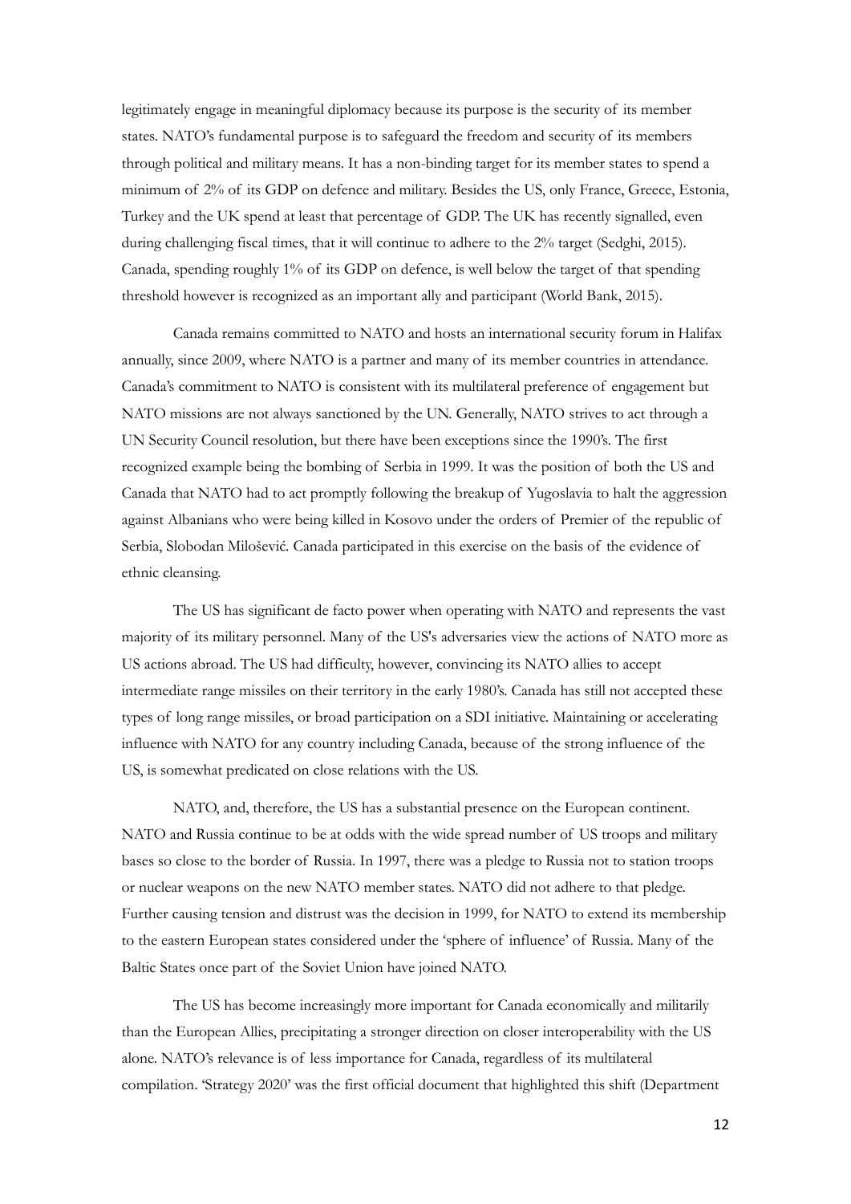legitimately engage in meaningful diplomacy because its purpose is the security of its member states. NATO's fundamental purpose is to safeguard the freedom and security of its members through political and military means. It has a non-binding target for its member states to spend a minimum of 2% of its GDP on defence and military. Besides the US, only France, Greece, Estonia, Turkey and the UK spend at least that percentage of GDP. The UK has recently signalled, even during challenging fiscal times, that it will continue to adhere to the 2% target (Sedghi, 2015). Canada, spending roughly 1% of its GDP on defence, is well below the target of that spending threshold however is recognized as an important ally and participant (World Bank, 2015).

Canada remains committed to NATO and hosts an international security forum in Halifax annually, since 2009, where NATO is a partner and many of its member countries in attendance. Canada's commitment to NATO is consistent with its multilateral preference of engagement but NATO missions are not always sanctioned by the UN. Generally, NATO strives to act through a UN Security Council resolution, but there have been exceptions since the 1990's. The first recognized example being the bombing of Serbia in 1999. It was the position of both the US and Canada that NATO had to act promptly following the breakup of Yugoslavia to halt the aggression against Albanians who were being killed in Kosovo under the orders of Premier of the republic of Serbia, Slobodan Milošević. Canada participated in this exercise on the basis of the evidence of ethnic cleansing.

The US has significant de facto power when operating with NATO and represents the vast majority of its military personnel. Many of the US's adversaries view the actions of NATO more as US actions abroad. The US had difficulty, however, convincing its NATO allies to accept intermediate range missiles on their territory in the early 1980's. Canada has still not accepted these types of long range missiles, or broad participation on a SDI initiative. Maintaining or accelerating influence with NATO for any country including Canada, because of the strong influence of the US, is somewhat predicated on close relations with the US.

NATO, and, therefore, the US has a substantial presence on the European continent. NATO and Russia continue to be at odds with the wide spread number of US troops and military bases so close to the border of Russia. In 1997, there was a pledge to Russia not to station troops or nuclear weapons on the new NATO member states. NATO did not adhere to that pledge. Further causing tension and distrust was the decision in 1999, for NATO to extend its membership to the eastern European states considered under the 'sphere of influence' of Russia. Many of the Baltic States once part of the Soviet Union have joined NATO.

The US has become increasingly more important for Canada economically and militarily than the European Allies, precipitating a stronger direction on closer interoperability with the US alone. NATO's relevance is of less importance for Canada, regardless of its multilateral compilation. 'Strategy 2020' was the first official document that highlighted this shift (Department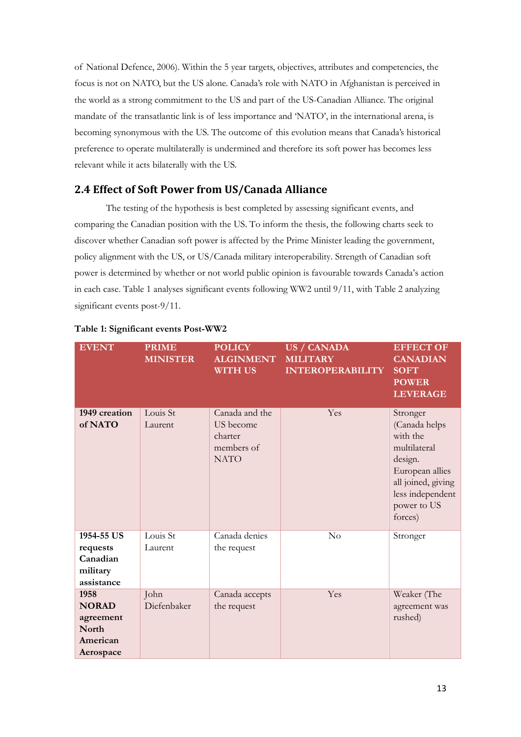of National Defence, 2006). Within the 5 year targets, objectives, attributes and competencies, the focus is not on NATO, but the US alone. Canada's role with NATO in Afghanistan is perceived in the world as a strong commitment to the US and part of the US-Canadian Alliance. The original mandate of the transatlantic link is of less importance and 'NATO', in the international arena, is becoming synonymous with the US. The outcome of this evolution means that Canada's historical preference to operate multilaterally is undermined and therefore its soft power has becomes less relevant while it acts bilaterally with the US.

## 2.4 Effect of Soft Power from US/Canada Alliance

The testing of the hypothesis is best completed by assessing significant events, and comparing the Canadian position with the US. To inform the thesis, the following charts seek to discover whether Canadian soft power is affected by the Prime Minister leading the government, policy alignment with the US, or US/Canada military interoperability. Strength of Canadian soft power is determined by whether or not world public opinion is favourable towards Canada's action in each case. Table 1 analyses significant events following WW2 until 9/11, with Table 2 analyzing significant events post-9/11.

**Table 1: Significant events Post-WW2**

| EVENT | PRIME MINISTER | POLICY ALGINMENT WITH US | US / CANADA MILITARY INTEROPERABILITY | EFFECT OF CANADIAN SOFT POWER LEVERAGE |
|---|---|---|---|---|
| **1949 creation of NATO** | Louis St Laurent | Canada and the US become charter members of NATO | Yes | Stronger (Canada helps with the multilateral design. European allies all joined, giving less independent power to US forces) |
| **1954-55 US requests Canadian military assistance** | Louis St Laurent | Canada denies the request | No | Stronger |
| **1958 NORAD agreement North American Aerospace** | John Diefenbaker | Canada accepts the request | Yes | Weaker (The agreement was rushed) |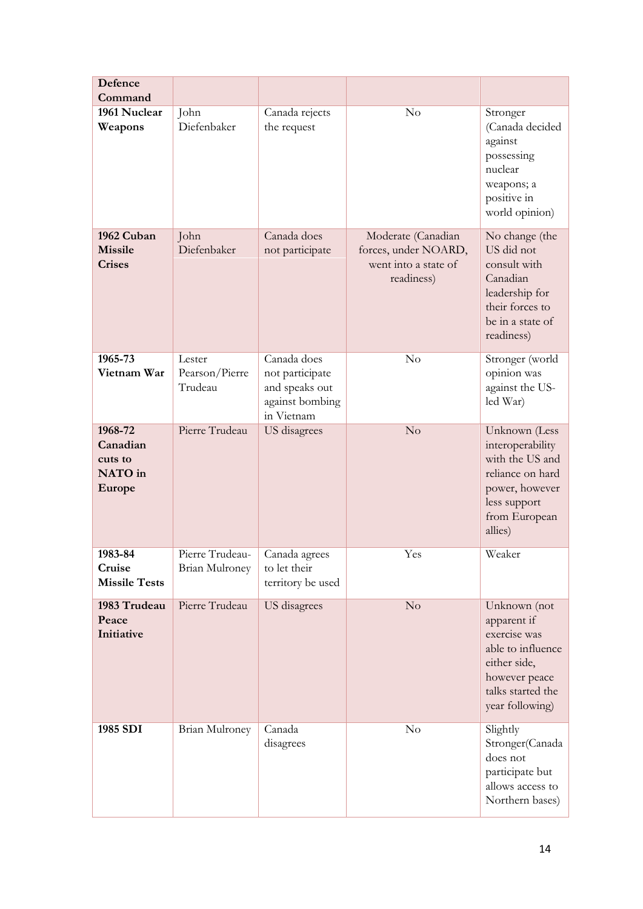| | | | | |
|---|---|---|---|---|
| **Defence Command** | | | | |
| **1961 Nuclear Weapons** | John Diefenbaker | Canada rejects the request | No | Stronger (Canada decided against possessing nuclear weapons; a positive in world opinion) |
| **1962 Cuban Missile Crises** | John Diefenbaker | Canada does not participate | Moderate (Canadian forces, under NOARD, went into a state of readiness) | No change (the US did not consult with Canadian leadership for their forces to be in a state of readiness) |
| **1965-73 Vietnam War** | Lester Pearson/Pierre Trudeau | Canada does not participate and speaks out against bombing in Vietnam | No | Stronger (world opinion was against the US-led War) |
| **1968-72 Canadian cuts to NATO in Europe** | Pierre Trudeau | US disagrees | No | Unknown (Less interoperability with the US and reliance on hard power, however less support from European allies) |
| **1983-84 Cruise Missile Tests** | Pierre Trudeau-Brian Mulroney | Canada agrees to let their territory be used | Yes | Weaker |
| **1983 Trudeau Peace Initiative** | Pierre Trudeau | US disagrees | No | Unknown (not apparent if exercise was able to influence either side, however peace talks started the year following) |
| **1985 SDI** | Brian Mulroney | Canada disagrees | No | Slightly Stronger(Canada does not participate but allows access to Northern bases) |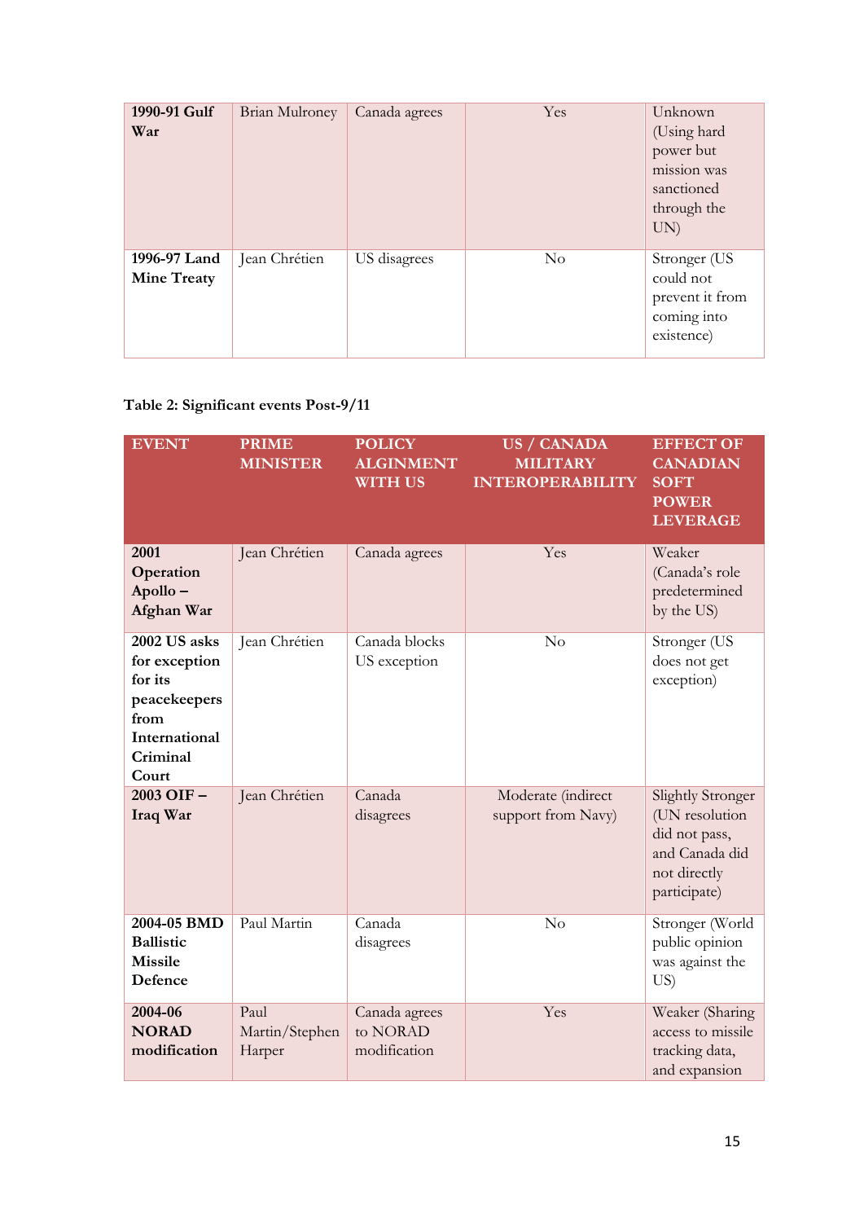| 1990-91 Gulf War | Brian Mulroney | Canada agrees | Yes | Unknown (Using hard power but mission was sanctioned through the UN) |
|---|---|---|---|---|
| 1996-97 Land Mine Treaty | Jean Chrétien | US disagrees | No | Stronger (US could not prevent it from coming into existence) |

**Table 2: Significant events Post-9/11**

| EVENT | PRIME MINISTER | POLICY ALGINMENT WITH US | US / CANADA MILITARY INTEROPERABILITY | EFFECT OF CANADIAN SOFT POWER LEVERAGE |
|---|---|---|---|---|
| **2001 Operation Apollo – Afghan War** | Jean Chrétien | Canada agrees | Yes | Weaker (Canada's role predetermined by the US) |
| **2002 US asks for exception for its peacekeepers from International Criminal Court** | Jean Chrétien | Canada blocks US exception | No | Stronger (US does not get exception) |
| **2003 OIF – Iraq War** | Jean Chrétien | Canada disagrees | Moderate (indirect support from Navy) | Slightly Stronger (UN resolution did not pass, and Canada did not directly participate) |
| **2004-05 BMD Ballistic Missile Defence** | Paul Martin | Canada disagrees | No | Stronger (World public opinion was against the US) |
| **2004-06 NORAD modification** | Paul Martin/Stephen Harper | Canada agrees to NORAD modification | Yes | Weaker (Sharing access to missile tracking data, and expansion |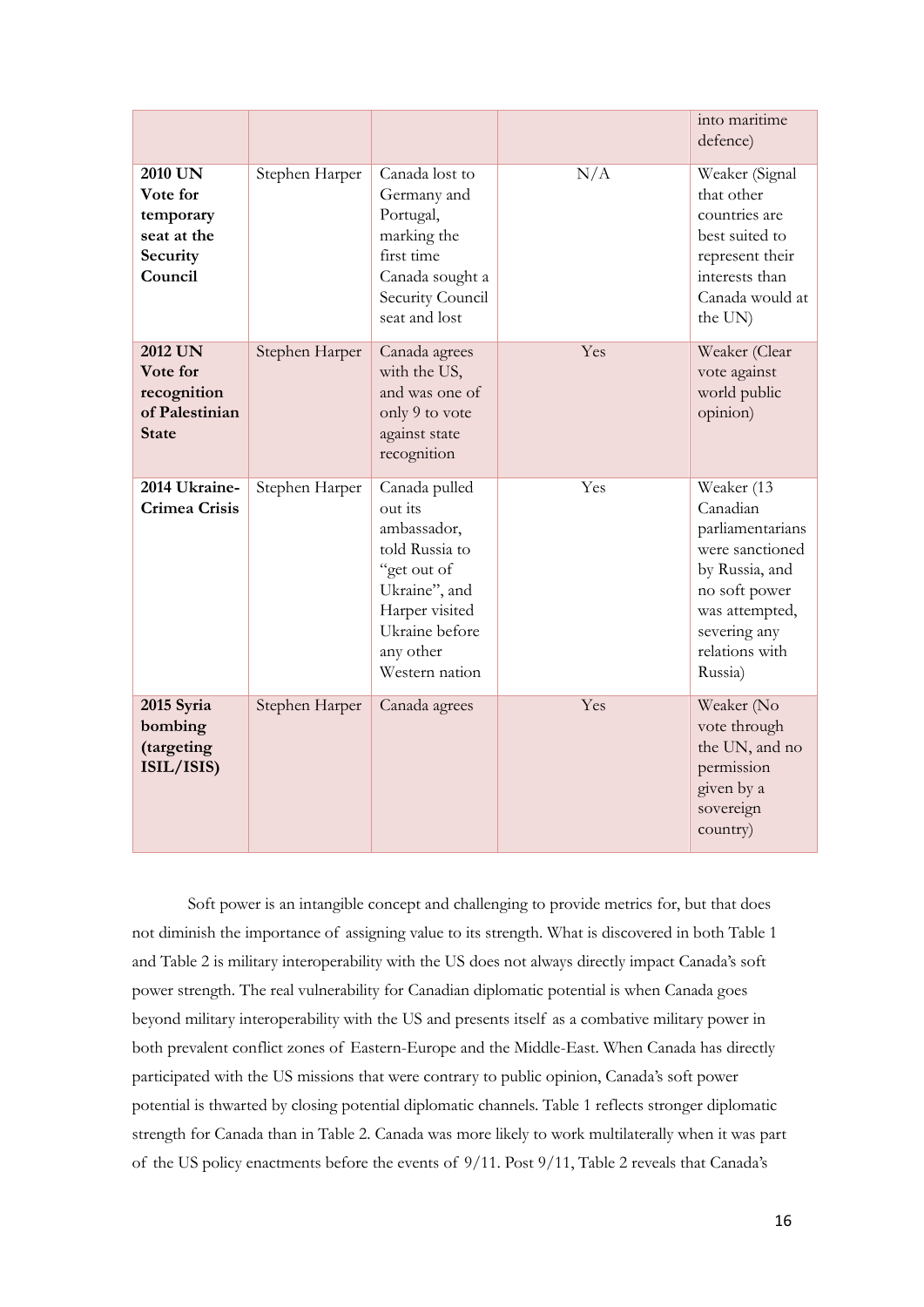| | | | | into maritime defence) |
|---|---|---|---|---|
| **2010 UN Vote for temporary seat at the Security Council** | Stephen Harper | Canada lost to Germany and Portugal, marking the first time Canada sought a Security Council seat and lost | N/A | Weaker (Signal that other countries are best suited to represent their interests than Canada would at the UN) |
| **2012 UN Vote for recognition of Palestinian State** | Stephen Harper | Canada agrees with the US, and was one of only 9 to vote against state recognition | Yes | Weaker (Clear vote against world public opinion) |
| **2014 Ukraine-Crimea Crisis** | Stephen Harper | Canada pulled out its ambassador, told Russia to "get out of Ukraine", and Harper visited Ukraine before any other Western nation | Yes | Weaker (13 Canadian parliamentarians were sanctioned by Russia, and no soft power was attempted, severing any relations with Russia) |
| **2015 Syria bombing (targeting ISIL/ISIS)** | Stephen Harper | Canada agrees | Yes | Weaker (No vote through the UN, and no permission given by a sovereign country) |

Soft power is an intangible concept and challenging to provide metrics for, but that does not diminish the importance of assigning value to its strength. What is discovered in both Table 1 and Table 2 is military interoperability with the US does not always directly impact Canada's soft power strength. The real vulnerability for Canadian diplomatic potential is when Canada goes beyond military interoperability with the US and presents itself as a combative military power in both prevalent conflict zones of Eastern-Europe and the Middle-East. When Canada has directly participated with the US missions that were contrary to public opinion, Canada's soft power potential is thwarted by closing potential diplomatic channels. Table 1 reflects stronger diplomatic strength for Canada than in Table 2. Canada was more likely to work multilaterally when it was part of the US policy enactments before the events of 9/11. Post 9/11, Table 2 reveals that Canada's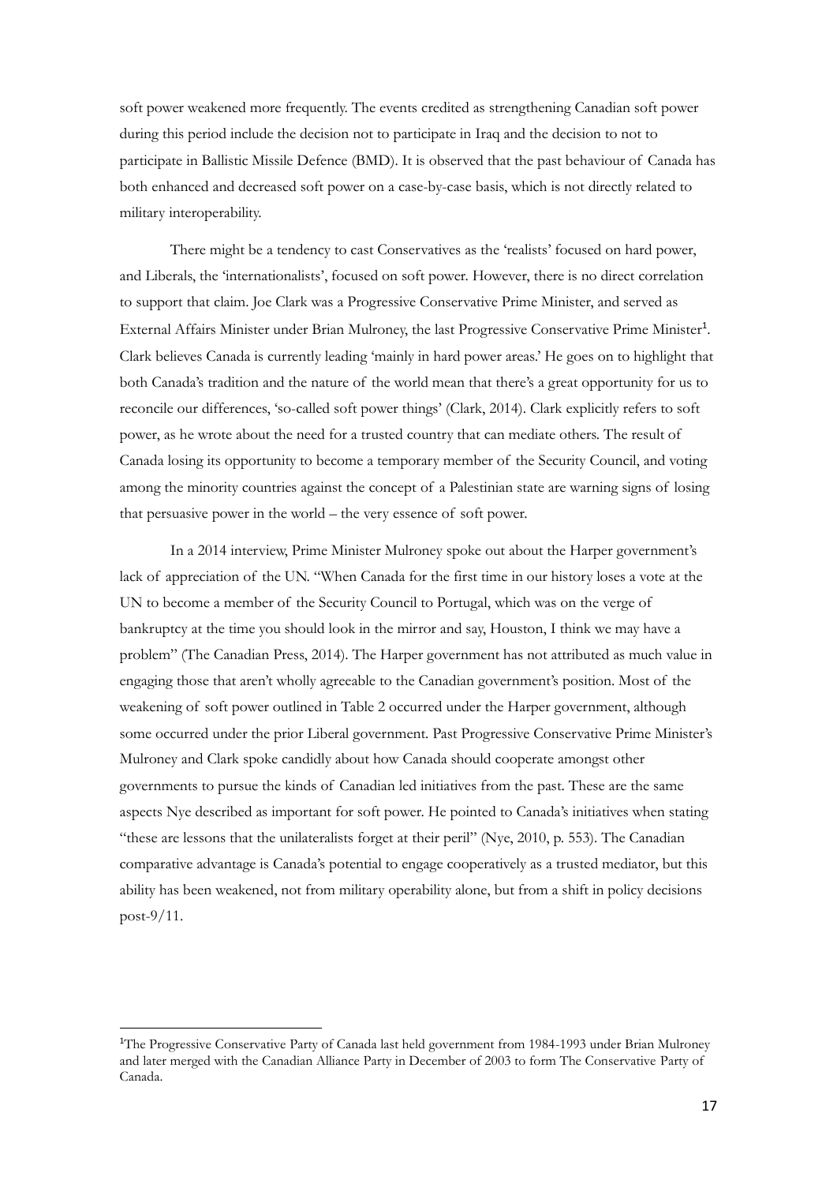soft power weakened more frequently. The events credited as strengthening Canadian soft power during this period include the decision not to participate in Iraq and the decision to not to participate in Ballistic Missile Defence (BMD). It is observed that the past behaviour of Canada has both enhanced and decreased soft power on a case-by-case basis, which is not directly related to military interoperability.

There might be a tendency to cast Conservatives as the 'realists' focused on hard power, and Liberals, the 'internationalists', focused on soft power. However, there is no direct correlation to support that claim. Joe Clark was a Progressive Conservative Prime Minister, and served as External Affairs Minister under Brian Mulroney, the last Progressive Conservative Prime Minister[1]. Clark believes Canada is currently leading 'mainly in hard power areas.' He goes on to highlight that both Canada's tradition and the nature of the world mean that there's a great opportunity for us to reconcile our differences, 'so-called soft power things' (Clark, 2014). Clark explicitly refers to soft power, as he wrote about the need for a trusted country that can mediate others. The result of Canada losing its opportunity to become a temporary member of the Security Council, and voting among the minority countries against the concept of a Palestinian state are warning signs of losing that persuasive power in the world – the very essence of soft power.

In a 2014 interview, Prime Minister Mulroney spoke out about the Harper government's lack of appreciation of the UN. "When Canada for the first time in our history loses a vote at the UN to become a member of the Security Council to Portugal, which was on the verge of bankruptcy at the time you should look in the mirror and say, Houston, I think we may have a problem" (The Canadian Press, 2014). The Harper government has not attributed as much value in engaging those that aren't wholly agreeable to the Canadian government's position. Most of the weakening of soft power outlined in Table 2 occurred under the Harper government, although some occurred under the prior Liberal government. Past Progressive Conservative Prime Minister's Mulroney and Clark spoke candidly about how Canada should cooperate amongst other governments to pursue the kinds of Canadian led initiatives from the past. These are the same aspects Nye described as important for soft power. He pointed to Canada's initiatives when stating "these are lessons that the unilateralists forget at their peril" (Nye, 2010, p. 553). The Canadian comparative advantage is Canada's potential to engage cooperatively as a trusted mediator, but this ability has been weakened, not from military operability alone, but from a shift in policy decisions post-9/11.

---

[1]The Progressive Conservative Party of Canada last held government from 1984-1993 under Brian Mulroney and later merged with the Canadian Alliance Party in December of 2003 to form The Conservative Party of Canada.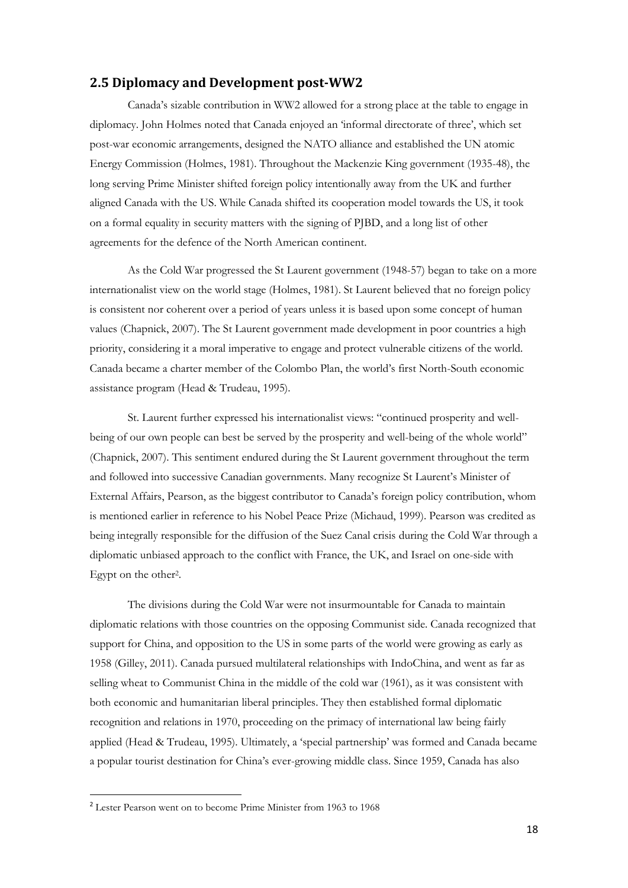## 2.5 Diplomacy and Development post-WW2

Canada's sizable contribution in WW2 allowed for a strong place at the table to engage in diplomacy. John Holmes noted that Canada enjoyed an 'informal directorate of three', which set post-war economic arrangements, designed the NATO alliance and established the UN atomic Energy Commission (Holmes, 1981). Throughout the Mackenzie King government (1935-48), the long serving Prime Minister shifted foreign policy intentionally away from the UK and further aligned Canada with the US. While Canada shifted its cooperation model towards the US, it took on a formal equality in security matters with the signing of PJBD, and a long list of other agreements for the defence of the North American continent.

As the Cold War progressed the St Laurent government (1948-57) began to take on a more internationalist view on the world stage (Holmes, 1981). St Laurent believed that no foreign policy is consistent nor coherent over a period of years unless it is based upon some concept of human values (Chapnick, 2007). The St Laurent government made development in poor countries a high priority, considering it a moral imperative to engage and protect vulnerable citizens of the world. Canada became a charter member of the Colombo Plan, the world's first North-South economic assistance program (Head & Trudeau, 1995).

St. Laurent further expressed his internationalist views: "continued prosperity and well-being of our own people can best be served by the prosperity and well-being of the whole world" (Chapnick, 2007). This sentiment endured during the St Laurent government throughout the term and followed into successive Canadian governments. Many recognize St Laurent's Minister of External Affairs, Pearson, as the biggest contributor to Canada's foreign policy contribution, whom is mentioned earlier in reference to his Nobel Peace Prize (Michaud, 1999). Pearson was credited as being integrally responsible for the diffusion of the Suez Canal crisis during the Cold War through a diplomatic unbiased approach to the conflict with France, the UK, and Israel on one-side with Egypt on the other[2].

The divisions during the Cold War were not insurmountable for Canada to maintain diplomatic relations with those countries on the opposing Communist side. Canada recognized that support for China, and opposition to the US in some parts of the world were growing as early as 1958 (Gilley, 2011). Canada pursued multilateral relationships with IndoChina, and went as far as selling wheat to Communist China in the middle of the cold war (1961), as it was consistent with both economic and humanitarian liberal principles. They then established formal diplomatic recognition and relations in 1970, proceeding on the primacy of international law being fairly applied (Head & Trudeau, 1995). Ultimately, a 'special partnership' was formed and Canada became a popular tourist destination for China's ever-growing middle class. Since 1959, Canada has also

[2] Lester Pearson went on to become Prime Minister from 1963 to 1968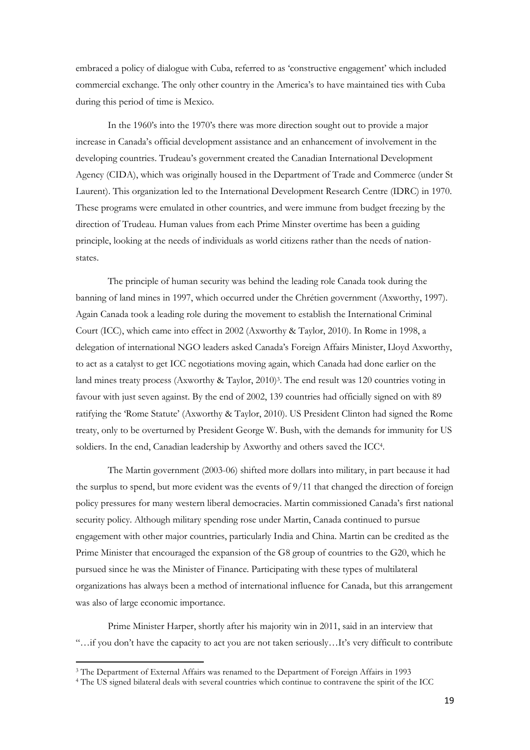embraced a policy of dialogue with Cuba, referred to as 'constructive engagement' which included commercial exchange. The only other country in the America's to have maintained ties with Cuba during this period of time is Mexico.

In the 1960's into the 1970's there was more direction sought out to provide a major increase in Canada's official development assistance and an enhancement of involvement in the developing countries. Trudeau's government created the Canadian International Development Agency (CIDA), which was originally housed in the Department of Trade and Commerce (under St Laurent). This organization led to the International Development Research Centre (IDRC) in 1970. These programs were emulated in other countries, and were immune from budget freezing by the direction of Trudeau. Human values from each Prime Minster overtime has been a guiding principle, looking at the needs of individuals as world citizens rather than the needs of nation-states.

The principle of human security was behind the leading role Canada took during the banning of land mines in 1997, which occurred under the Chrétien government (Axworthy, 1997). Again Canada took a leading role during the movement to establish the International Criminal Court (ICC), which came into effect in 2002 (Axworthy & Taylor, 2010). In Rome in 1998, a delegation of international NGO leaders asked Canada's Foreign Affairs Minister, Lloyd Axworthy, to act as a catalyst to get ICC negotiations moving again, which Canada had done earlier on the land mines treaty process (Axworthy & Taylor, 2010)[3]. The end result was 120 countries voting in favour with just seven against. By the end of 2002, 139 countries had officially signed on with 89 ratifying the 'Rome Statute' (Axworthy & Taylor, 2010). US President Clinton had signed the Rome treaty, only to be overturned by President George W. Bush, with the demands for immunity for US soldiers. In the end, Canadian leadership by Axworthy and others saved the ICC[4].

The Martin government (2003-06) shifted more dollars into military, in part because it had the surplus to spend, but more evident was the events of 9/11 that changed the direction of foreign policy pressures for many western liberal democracies. Martin commissioned Canada's first national security policy. Although military spending rose under Martin, Canada continued to pursue engagement with other major countries, particularly India and China. Martin can be credited as the Prime Minister that encouraged the expansion of the G8 group of countries to the G20, which he pursued since he was the Minister of Finance. Participating with these types of multilateral organizations has always been a method of international influence for Canada, but this arrangement was also of large economic importance.

Prime Minister Harper, shortly after his majority win in 2011, said in an interview that "…if you don't have the capacity to act you are not taken seriously…It's very difficult to contribute

---

[3] The Department of External Affairs was renamed to the Department of Foreign Affairs in 1993

[4] The US signed bilateral deals with several countries which continue to contravene the spirit of the ICC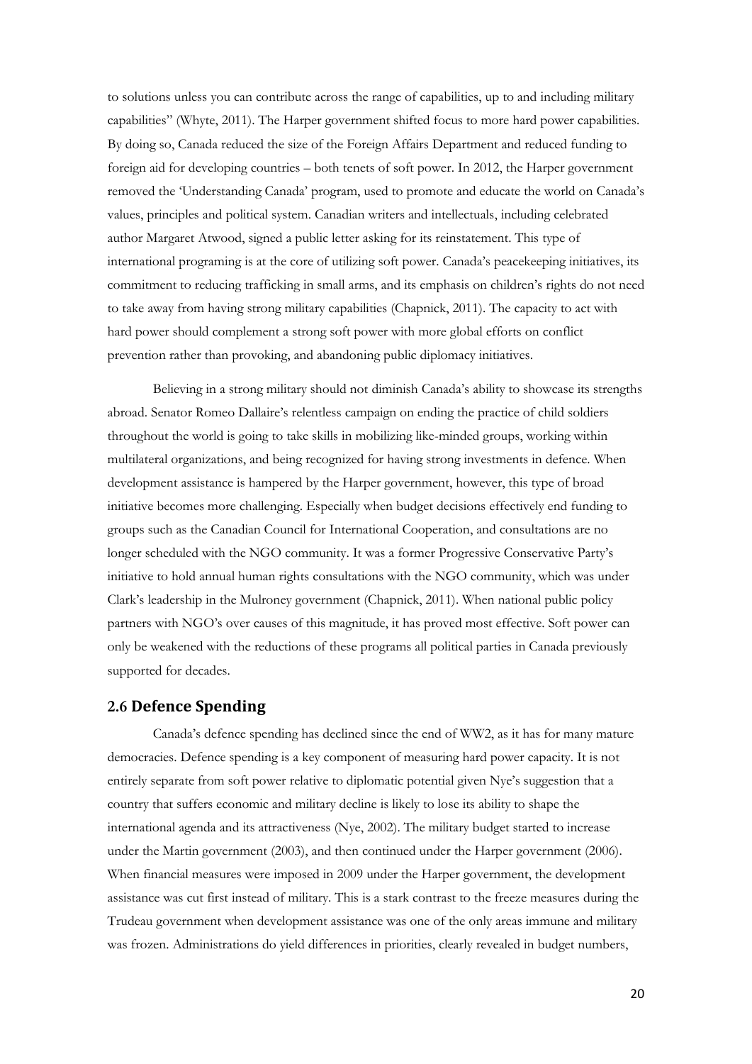to solutions unless you can contribute across the range of capabilities, up to and including military capabilities" (Whyte, 2011). The Harper government shifted focus to more hard power capabilities. By doing so, Canada reduced the size of the Foreign Affairs Department and reduced funding to foreign aid for developing countries – both tenets of soft power. In 2012, the Harper government removed the 'Understanding Canada' program, used to promote and educate the world on Canada's values, principles and political system. Canadian writers and intellectuals, including celebrated author Margaret Atwood, signed a public letter asking for its reinstatement. This type of international programing is at the core of utilizing soft power. Canada's peacekeeping initiatives, its commitment to reducing trafficking in small arms, and its emphasis on children's rights do not need to take away from having strong military capabilities (Chapnick, 2011). The capacity to act with hard power should complement a strong soft power with more global efforts on conflict prevention rather than provoking, and abandoning public diplomacy initiatives.

Believing in a strong military should not diminish Canada's ability to showcase its strengths abroad. Senator Romeo Dallaire's relentless campaign on ending the practice of child soldiers throughout the world is going to take skills in mobilizing like-minded groups, working within multilateral organizations, and being recognized for having strong investments in defence. When development assistance is hampered by the Harper government, however, this type of broad initiative becomes more challenging. Especially when budget decisions effectively end funding to groups such as the Canadian Council for International Cooperation, and consultations are no longer scheduled with the NGO community. It was a former Progressive Conservative Party's initiative to hold annual human rights consultations with the NGO community, which was under Clark's leadership in the Mulroney government (Chapnick, 2011). When national public policy partners with NGO's over causes of this magnitude, it has proved most effective. Soft power can only be weakened with the reductions of these programs all political parties in Canada previously supported for decades.

## 2.6 Defence Spending

Canada's defence spending has declined since the end of WW2, as it has for many mature democracies. Defence spending is a key component of measuring hard power capacity. It is not entirely separate from soft power relative to diplomatic potential given Nye's suggestion that a country that suffers economic and military decline is likely to lose its ability to shape the international agenda and its attractiveness (Nye, 2002). The military budget started to increase under the Martin government (2003), and then continued under the Harper government (2006). When financial measures were imposed in 2009 under the Harper government, the development assistance was cut first instead of military. This is a stark contrast to the freeze measures during the Trudeau government when development assistance was one of the only areas immune and military was frozen. Administrations do yield differences in priorities, clearly revealed in budget numbers,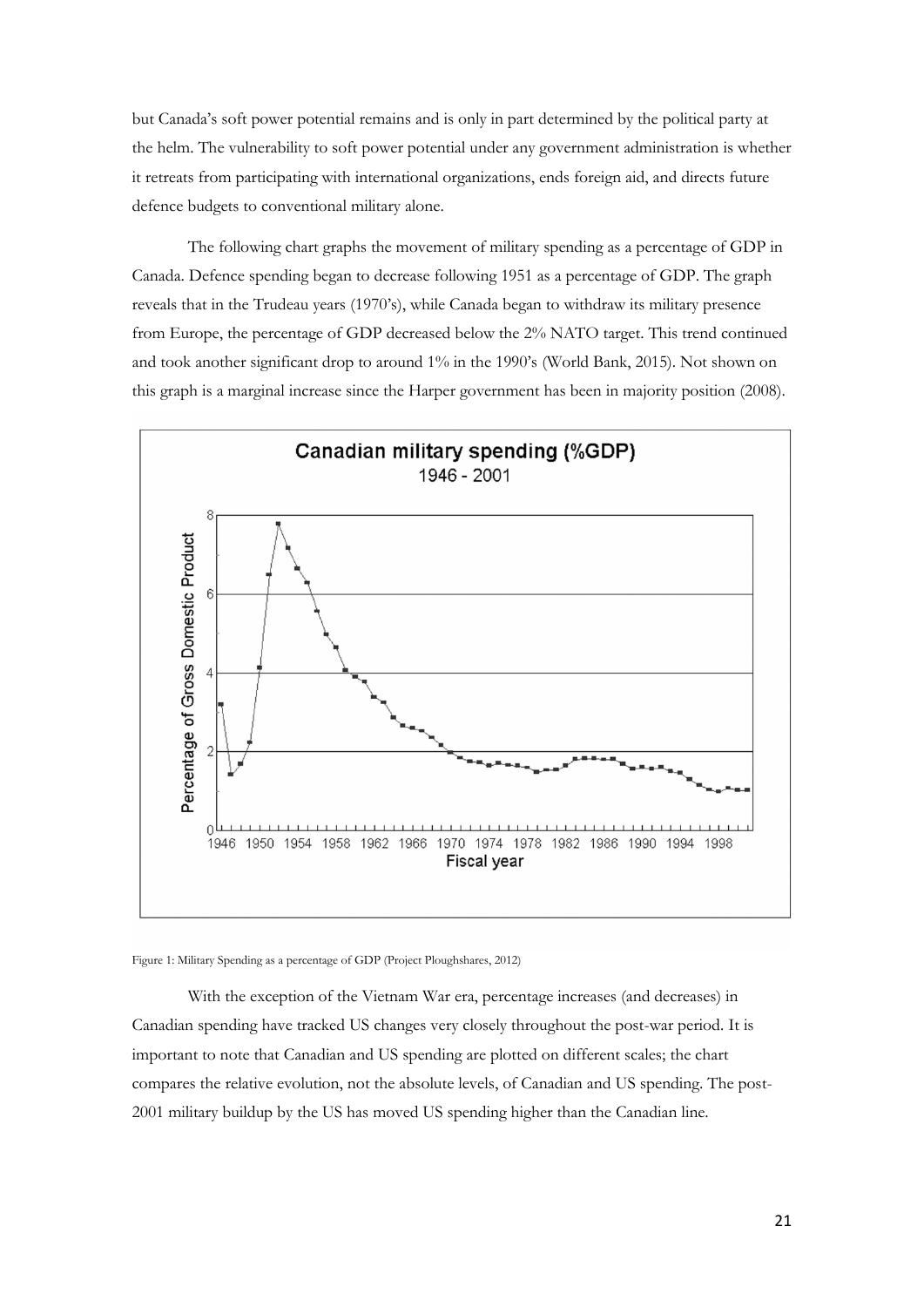but Canada's soft power potential remains and is only in part determined by the political party at the helm. The vulnerability to soft power potential under any government administration is whether it retreats from participating with international organizations, ends foreign aid, and directs future defence budgets to conventional military alone.

The following chart graphs the movement of military spending as a percentage of GDP in Canada. Defence spending began to decrease following 1951 as a percentage of GDP. The graph reveals that in the Trudeau years (1970's), while Canada began to withdraw its military presence from Europe, the percentage of GDP decreased below the 2% NATO target. This trend continued and took another significant drop to around 1% in the 1990's (World Bank, 2015). Not shown on this graph is a marginal increase since the Harper government has been in majority position (2008).

Figure 1: Military Spending as a percentage of GDP (Project Ploughshares, 2012)

With the exception of the Vietnam War era, percentage increases (and decreases) in Canadian spending have tracked US changes very closely throughout the post-war period. It is important to note that Canadian and US spending are plotted on different scales; the chart compares the relative evolution, not the absolute levels, of Canadian and US spending. The post-2001 military buildup by the US has moved US spending higher than the Canadian line.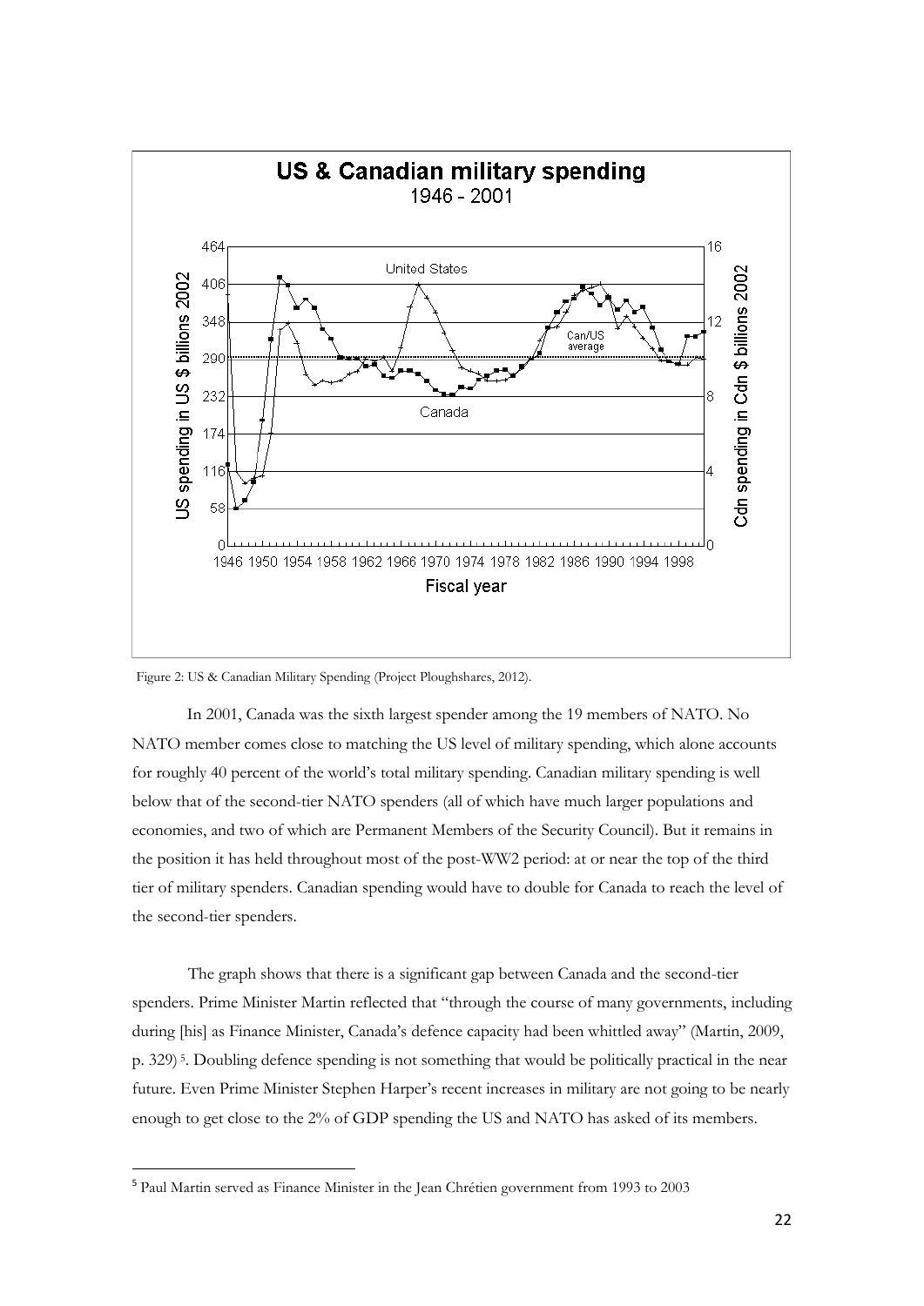Figure 2: US & Canadian Military Spending (Project Ploughshares, 2012).

In 2001, Canada was the sixth largest spender among the 19 members of NATO. No NATO member comes close to matching the US level of military spending, which alone accounts for roughly 40 percent of the world's total military spending. Canadian military spending is well below that of the second-tier NATO spenders (all of which have much larger populations and economies, and two of which are Permanent Members of the Security Council). But it remains in the position it has held throughout most of the post-WW2 period: at or near the top of the third tier of military spenders. Canadian spending would have to double for Canada to reach the level of the second-tier spenders.

The graph shows that there is a significant gap between Canada and the second-tier spenders. Prime Minister Martin reflected that "through the course of many governments, including during [his] as Finance Minister, Canada's defence capacity had been whittled away" (Martin, 2009, p. 329) [5]. Doubling defence spending is not something that would be politically practical in the near future. Even Prime Minister Stephen Harper's recent increases in military are not going to be nearly enough to get close to the 2% of GDP spending the US and NATO has asked of its members.

[5] Paul Martin served as Finance Minister in the Jean Chrétien government from 1993 to 2003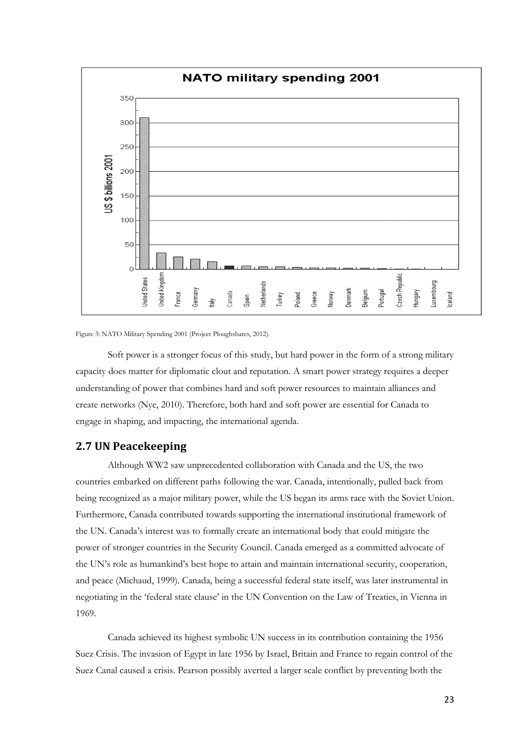Figure 3: NATO Military Spending 2001 (Project Ploughshares, 2012).

Soft power is a stronger focus of this study, but hard power in the form of a strong military capacity does matter for diplomatic clout and reputation. A smart power strategy requires a deeper understanding of power that combines hard and soft power resources to maintain alliances and create networks (Nye, 2010). Therefore, both hard and soft power are essential for Canada to engage in shaping, and impacting, the international agenda.

## 2.7 UN Peacekeeping

Although WW2 saw unprecedented collaboration with Canada and the US, the two countries embarked on different paths following the war. Canada, intentionally, pulled back from being recognized as a major military power, while the US began its arms race with the Soviet Union. Furthermore, Canada contributed towards supporting the international institutional framework of the UN. Canada's interest was to formally create an international body that could mitigate the power of stronger countries in the Security Council. Canada emerged as a committed advocate of the UN's role as humankind's best hope to attain and maintain international security, cooperation, and peace (Michaud, 1999). Canada, being a successful federal state itself, was later instrumental in negotiating in the 'federal state clause' in the UN Convention on the Law of Treaties, in Vienna in 1969.

Canada achieved its highest symbolic UN success in its contribution containing the 1956 Suez Crisis. The invasion of Egypt in late 1956 by Israel, Britain and France to regain control of the Suez Canal caused a crisis. Pearson possibly averted a larger scale conflict by preventing both the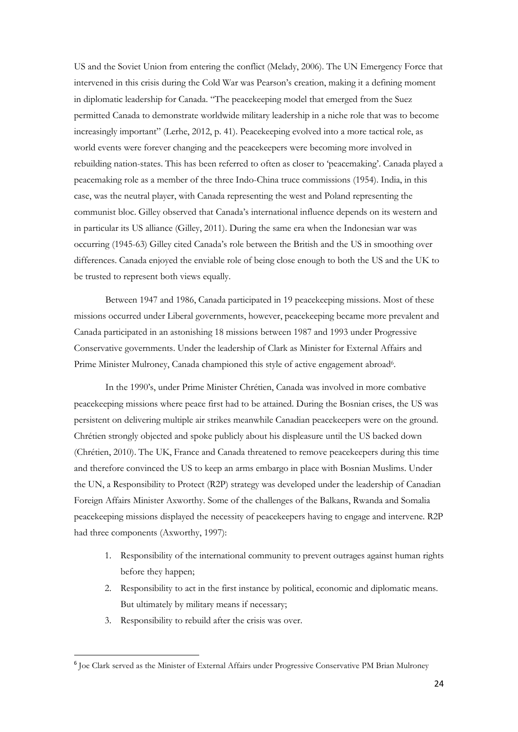US and the Soviet Union from entering the conflict (Melady, 2006). The UN Emergency Force that intervened in this crisis during the Cold War was Pearson's creation, making it a defining moment in diplomatic leadership for Canada. "The peacekeeping model that emerged from the Suez permitted Canada to demonstrate worldwide military leadership in a niche role that was to become increasingly important" (Lerhe, 2012, p. 41). Peacekeeping evolved into a more tactical role, as world events were forever changing and the peacekeepers were becoming more involved in rebuilding nation-states. This has been referred to often as closer to 'peacemaking'. Canada played a peacemaking role as a member of the three Indo-China truce commissions (1954). India, in this case, was the neutral player, with Canada representing the west and Poland representing the communist bloc. Gilley observed that Canada's international influence depends on its western and in particular its US alliance (Gilley, 2011). During the same era when the Indonesian war was occurring (1945-63) Gilley cited Canada's role between the British and the US in smoothing over differences. Canada enjoyed the enviable role of being close enough to both the US and the UK to be trusted to represent both views equally.

Between 1947 and 1986, Canada participated in 19 peacekeeping missions. Most of these missions occurred under Liberal governments, however, peacekeeping became more prevalent and Canada participated in an astonishing 18 missions between 1987 and 1993 under Progressive Conservative governments. Under the leadership of Clark as Minister for External Affairs and Prime Minister Mulroney, Canada championed this style of active engagement abroad[6].

In the 1990's, under Prime Minister Chrétien, Canada was involved in more combative peacekeeping missions where peace first had to be attained. During the Bosnian crises, the US was persistent on delivering multiple air strikes meanwhile Canadian peacekeepers were on the ground. Chrétien strongly objected and spoke publicly about his displeasure until the US backed down (Chrétien, 2010). The UK, France and Canada threatened to remove peacekeepers during this time and therefore convinced the US to keep an arms embargo in place with Bosnian Muslims. Under the UN, a Responsibility to Protect (R2P) strategy was developed under the leadership of Canadian Foreign Affairs Minister Axworthy. Some of the challenges of the Balkans, Rwanda and Somalia peacekeeping missions displayed the necessity of peacekeepers having to engage and intervene. R2P had three components (Axworthy, 1997):

1. Responsibility of the international community to prevent outrages against human rights before they happen;
2. Responsibility to act in the first instance by political, economic and diplomatic means. But ultimately by military means if necessary;
3. Responsibility to rebuild after the crisis was over.

---

[6] Joe Clark served as the Minister of External Affairs under Progressive Conservative PM Brian Mulroney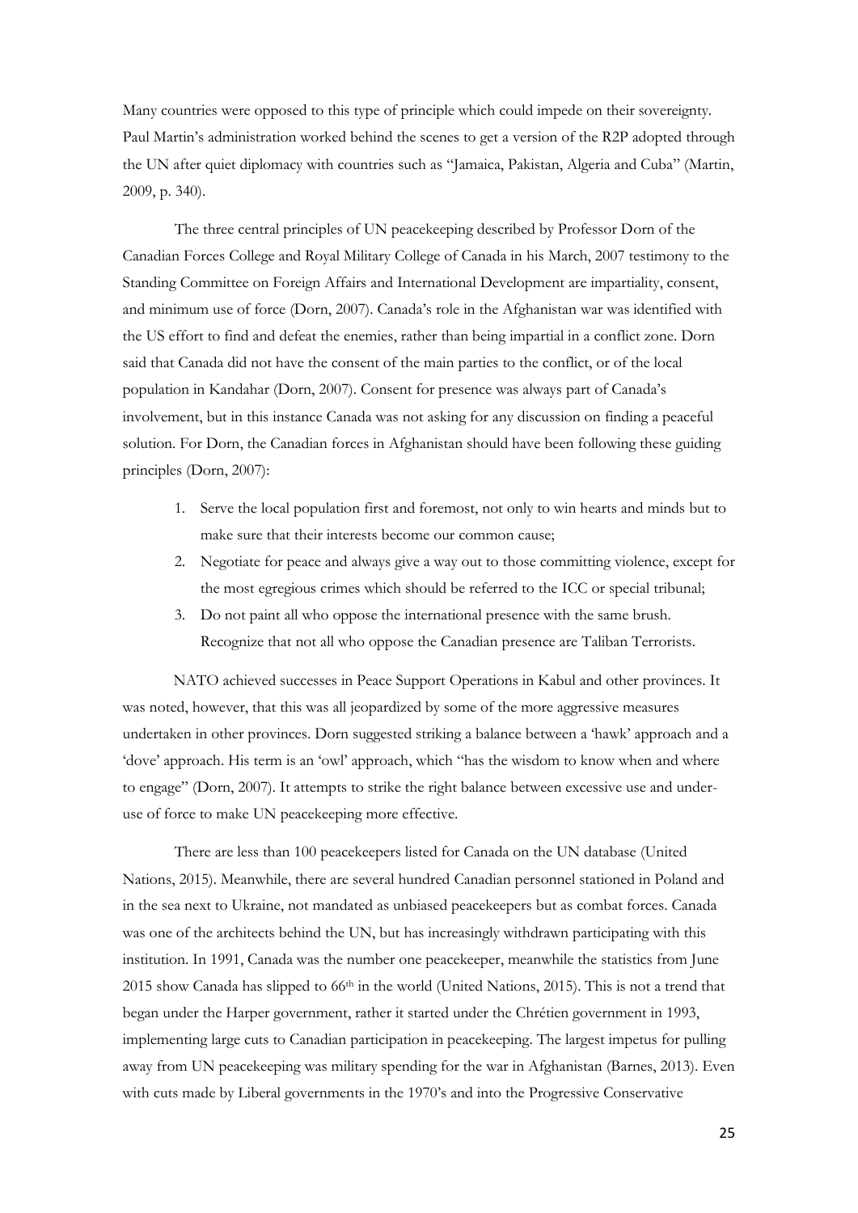Many countries were opposed to this type of principle which could impede on their sovereignty. Paul Martin's administration worked behind the scenes to get a version of the R2P adopted through the UN after quiet diplomacy with countries such as "Jamaica, Pakistan, Algeria and Cuba" (Martin, 2009, p. 340).

The three central principles of UN peacekeeping described by Professor Dorn of the Canadian Forces College and Royal Military College of Canada in his March, 2007 testimony to the Standing Committee on Foreign Affairs and International Development are impartiality, consent, and minimum use of force (Dorn, 2007). Canada's role in the Afghanistan war was identified with the US effort to find and defeat the enemies, rather than being impartial in a conflict zone. Dorn said that Canada did not have the consent of the main parties to the conflict, or of the local population in Kandahar (Dorn, 2007). Consent for presence was always part of Canada's involvement, but in this instance Canada was not asking for any discussion on finding a peaceful solution. For Dorn, the Canadian forces in Afghanistan should have been following these guiding principles (Dorn, 2007):

1. Serve the local population first and foremost, not only to win hearts and minds but to make sure that their interests become our common cause;
2. Negotiate for peace and always give a way out to those committing violence, except for the most egregious crimes which should be referred to the ICC or special tribunal;
3. Do not paint all who oppose the international presence with the same brush. Recognize that not all who oppose the Canadian presence are Taliban Terrorists.

NATO achieved successes in Peace Support Operations in Kabul and other provinces. It was noted, however, that this was all jeopardized by some of the more aggressive measures undertaken in other provinces. Dorn suggested striking a balance between a 'hawk' approach and a 'dove' approach. His term is an 'owl' approach, which "has the wisdom to know when and where to engage" (Dorn, 2007). It attempts to strike the right balance between excessive use and under-use of force to make UN peacekeeping more effective.

There are less than 100 peacekeepers listed for Canada on the UN database (United Nations, 2015). Meanwhile, there are several hundred Canadian personnel stationed in Poland and in the sea next to Ukraine, not mandated as unbiased peacekeepers but as combat forces. Canada was one of the architects behind the UN, but has increasingly withdrawn participating with this institution. In 1991, Canada was the number one peacekeeper, meanwhile the statistics from June 2015 show Canada has slipped to 66th in the world (United Nations, 2015). This is not a trend that began under the Harper government, rather it started under the Chrétien government in 1993, implementing large cuts to Canadian participation in peacekeeping. The largest impetus for pulling away from UN peacekeeping was military spending for the war in Afghanistan (Barnes, 2013). Even with cuts made by Liberal governments in the 1970's and into the Progressive Conservative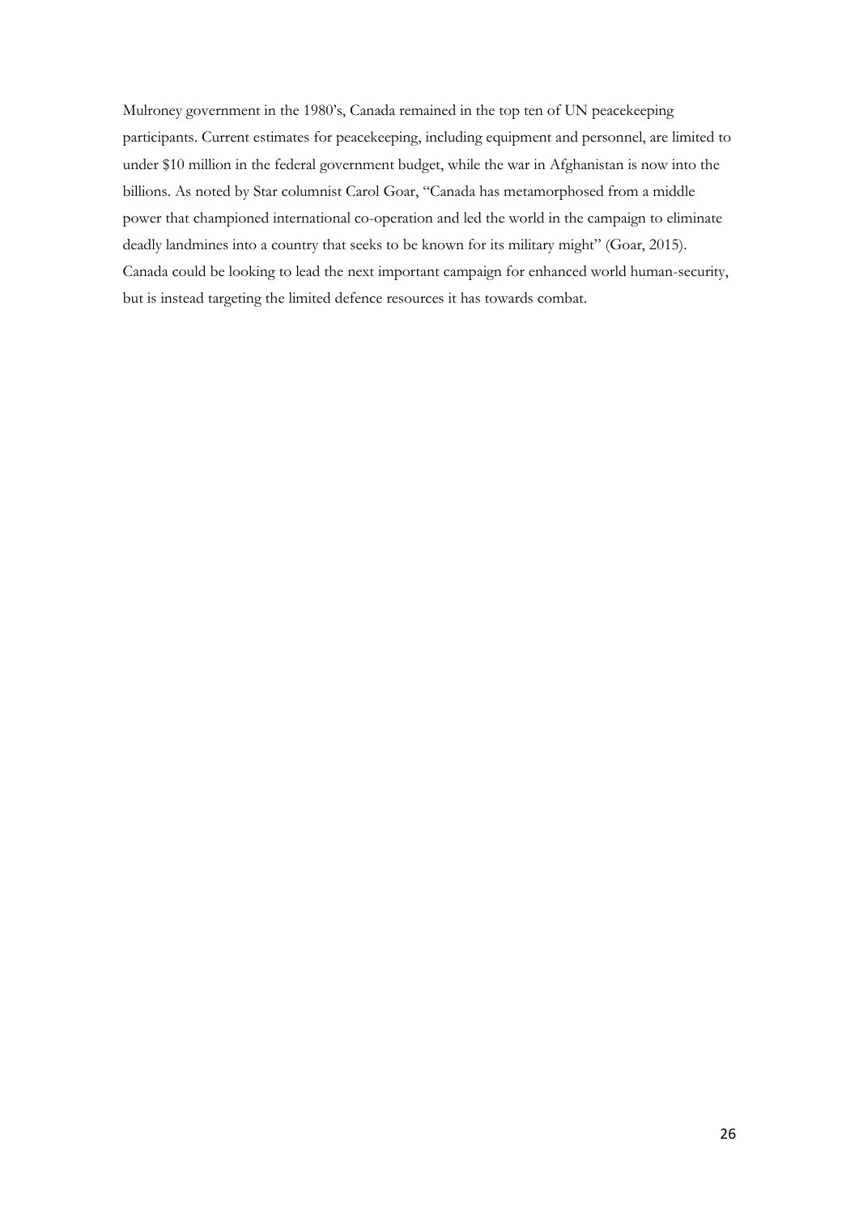Mulroney government in the 1980's, Canada remained in the top ten of UN peacekeeping participants. Current estimates for peacekeeping, including equipment and personnel, are limited to under $10 million in the federal government budget, while the war in Afghanistan is now into the billions. As noted by Star columnist Carol Goar, "Canada has metamorphosed from a middle power that championed international co-operation and led the world in the campaign to eliminate deadly landmines into a country that seeks to be known for its military might" (Goar, 2015). Canada could be looking to lead the next important campaign for enhanced world human-security, but is instead targeting the limited defence resources it has towards combat.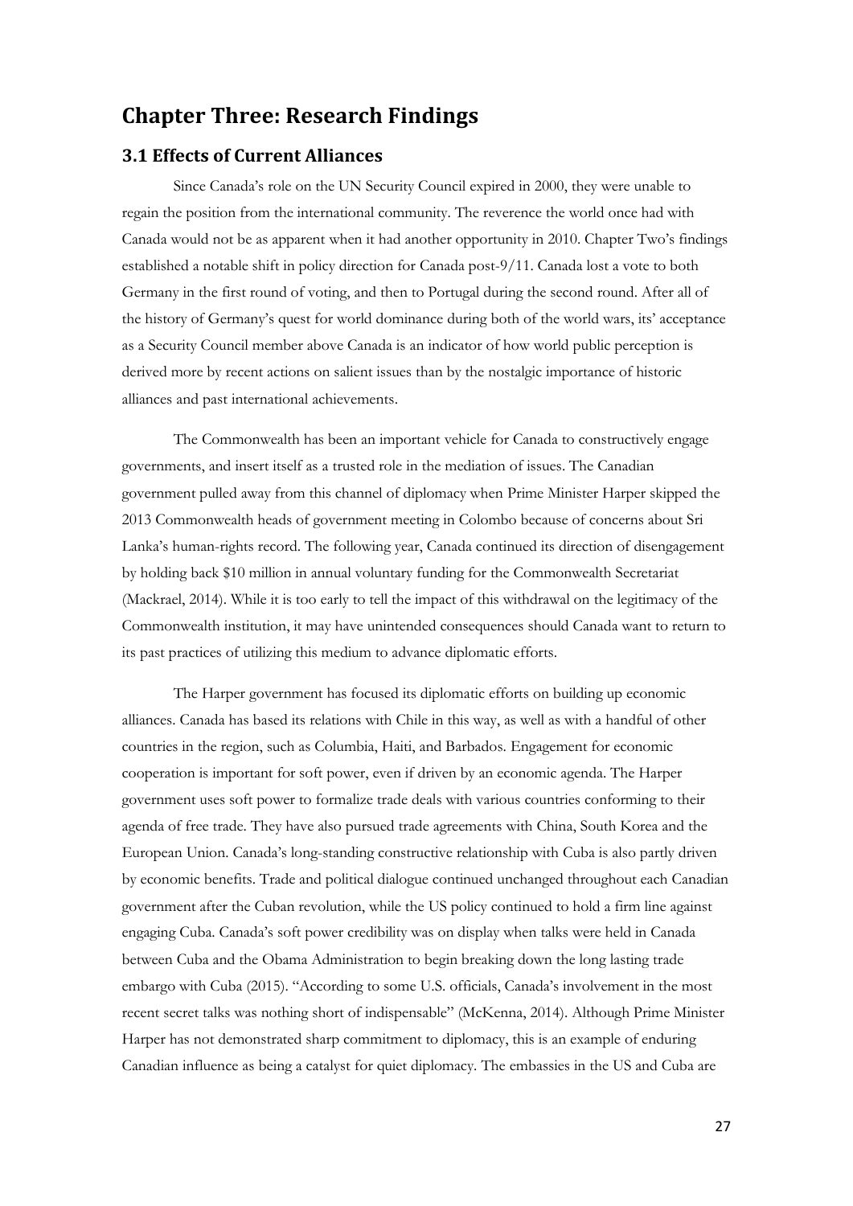# Chapter Three: Research Findings

## 3.1 Effects of Current Alliances

Since Canada's role on the UN Security Council expired in 2000, they were unable to regain the position from the international community. The reverence the world once had with Canada would not be as apparent when it had another opportunity in 2010. Chapter Two's findings established a notable shift in policy direction for Canada post-9/11. Canada lost a vote to both Germany in the first round of voting, and then to Portugal during the second round. After all of the history of Germany's quest for world dominance during both of the world wars, its' acceptance as a Security Council member above Canada is an indicator of how world public perception is derived more by recent actions on salient issues than by the nostalgic importance of historic alliances and past international achievements.

The Commonwealth has been an important vehicle for Canada to constructively engage governments, and insert itself as a trusted role in the mediation of issues. The Canadian government pulled away from this channel of diplomacy when Prime Minister Harper skipped the 2013 Commonwealth heads of government meeting in Colombo because of concerns about Sri Lanka's human-rights record. The following year, Canada continued its direction of disengagement by holding back $10 million in annual voluntary funding for the Commonwealth Secretariat (Mackrael, 2014). While it is too early to tell the impact of this withdrawal on the legitimacy of the Commonwealth institution, it may have unintended consequences should Canada want to return to its past practices of utilizing this medium to advance diplomatic efforts.

The Harper government has focused its diplomatic efforts on building up economic alliances. Canada has based its relations with Chile in this way, as well as with a handful of other countries in the region, such as Columbia, Haiti, and Barbados. Engagement for economic cooperation is important for soft power, even if driven by an economic agenda. The Harper government uses soft power to formalize trade deals with various countries conforming to their agenda of free trade. They have also pursued trade agreements with China, South Korea and the European Union. Canada's long-standing constructive relationship with Cuba is also partly driven by economic benefits. Trade and political dialogue continued unchanged throughout each Canadian government after the Cuban revolution, while the US policy continued to hold a firm line against engaging Cuba. Canada's soft power credibility was on display when talks were held in Canada between Cuba and the Obama Administration to begin breaking down the long lasting trade embargo with Cuba (2015). "According to some U.S. officials, Canada's involvement in the most recent secret talks was nothing short of indispensable" (McKenna, 2014). Although Prime Minister Harper has not demonstrated sharp commitment to diplomacy, this is an example of enduring Canadian influence as being a catalyst for quiet diplomacy. The embassies in the US and Cuba are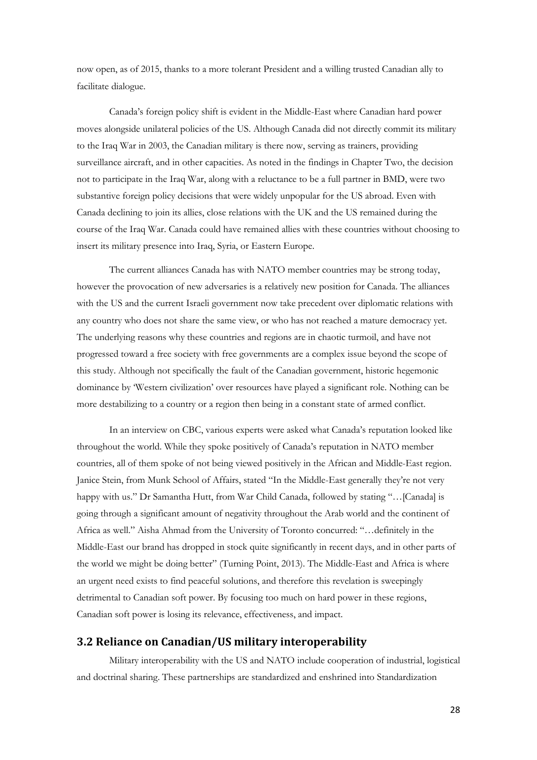now open, as of 2015, thanks to a more tolerant President and a willing trusted Canadian ally to facilitate dialogue.

Canada's foreign policy shift is evident in the Middle-East where Canadian hard power moves alongside unilateral policies of the US. Although Canada did not directly commit its military to the Iraq War in 2003, the Canadian military is there now, serving as trainers, providing surveillance aircraft, and in other capacities. As noted in the findings in Chapter Two, the decision not to participate in the Iraq War, along with a reluctance to be a full partner in BMD, were two substantive foreign policy decisions that were widely unpopular for the US abroad. Even with Canada declining to join its allies, close relations with the UK and the US remained during the course of the Iraq War. Canada could have remained allies with these countries without choosing to insert its military presence into Iraq, Syria, or Eastern Europe.

The current alliances Canada has with NATO member countries may be strong today, however the provocation of new adversaries is a relatively new position for Canada. The alliances with the US and the current Israeli government now take precedent over diplomatic relations with any country who does not share the same view, or who has not reached a mature democracy yet. The underlying reasons why these countries and regions are in chaotic turmoil, and have not progressed toward a free society with free governments are a complex issue beyond the scope of this study. Although not specifically the fault of the Canadian government, historic hegemonic dominance by 'Western civilization' over resources have played a significant role. Nothing can be more destabilizing to a country or a region then being in a constant state of armed conflict.

In an interview on CBC, various experts were asked what Canada's reputation looked like throughout the world. While they spoke positively of Canada's reputation in NATO member countries, all of them spoke of not being viewed positively in the African and Middle-East region. Janice Stein, from Munk School of Affairs, stated "In the Middle-East generally they're not very happy with us." Dr Samantha Hutt, from War Child Canada, followed by stating "…[Canada] is going through a significant amount of negativity throughout the Arab world and the continent of Africa as well." Aisha Ahmad from the University of Toronto concurred: "…definitely in the Middle-East our brand has dropped in stock quite significantly in recent days, and in other parts of the world we might be doing better" (Turning Point, 2013). The Middle-East and Africa is where an urgent need exists to find peaceful solutions, and therefore this revelation is sweepingly detrimental to Canadian soft power. By focusing too much on hard power in these regions, Canadian soft power is losing its relevance, effectiveness, and impact.

## 3.2 Reliance on Canadian/US military interoperability

Military interoperability with the US and NATO include cooperation of industrial, logistical and doctrinal sharing. These partnerships are standardized and enshrined into Standardization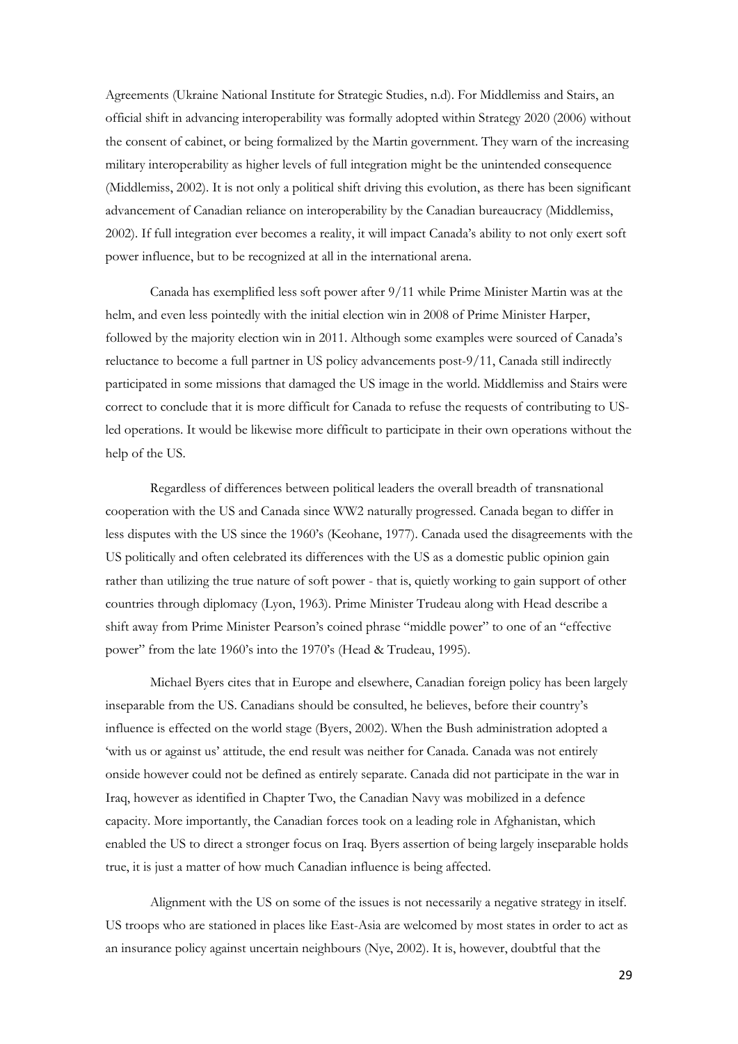Agreements (Ukraine National Institute for Strategic Studies, n.d). For Middlemiss and Stairs, an official shift in advancing interoperability was formally adopted within Strategy 2020 (2006) without the consent of cabinet, or being formalized by the Martin government. They warn of the increasing military interoperability as higher levels of full integration might be the unintended consequence (Middlemiss, 2002). It is not only a political shift driving this evolution, as there has been significant advancement of Canadian reliance on interoperability by the Canadian bureaucracy (Middlemiss, 2002). If full integration ever becomes a reality, it will impact Canada's ability to not only exert soft power influence, but to be recognized at all in the international arena.

Canada has exemplified less soft power after 9/11 while Prime Minister Martin was at the helm, and even less pointedly with the initial election win in 2008 of Prime Minister Harper, followed by the majority election win in 2011. Although some examples were sourced of Canada's reluctance to become a full partner in US policy advancements post-9/11, Canada still indirectly participated in some missions that damaged the US image in the world. Middlemiss and Stairs were correct to conclude that it is more difficult for Canada to refuse the requests of contributing to US-led operations. It would be likewise more difficult to participate in their own operations without the help of the US.

Regardless of differences between political leaders the overall breadth of transnational cooperation with the US and Canada since WW2 naturally progressed. Canada began to differ in less disputes with the US since the 1960's (Keohane, 1977). Canada used the disagreements with the US politically and often celebrated its differences with the US as a domestic public opinion gain rather than utilizing the true nature of soft power - that is, quietly working to gain support of other countries through diplomacy (Lyon, 1963). Prime Minister Trudeau along with Head describe a shift away from Prime Minister Pearson's coined phrase "middle power" to one of an "effective power" from the late 1960's into the 1970's (Head & Trudeau, 1995).

Michael Byers cites that in Europe and elsewhere, Canadian foreign policy has been largely inseparable from the US. Canadians should be consulted, he believes, before their country's influence is effected on the world stage (Byers, 2002). When the Bush administration adopted a 'with us or against us' attitude, the end result was neither for Canada. Canada was not entirely onside however could not be defined as entirely separate. Canada did not participate in the war in Iraq, however as identified in Chapter Two, the Canadian Navy was mobilized in a defence capacity. More importantly, the Canadian forces took on a leading role in Afghanistan, which enabled the US to direct a stronger focus on Iraq. Byers assertion of being largely inseparable holds true, it is just a matter of how much Canadian influence is being affected.

Alignment with the US on some of the issues is not necessarily a negative strategy in itself. US troops who are stationed in places like East-Asia are welcomed by most states in order to act as an insurance policy against uncertain neighbours (Nye, 2002). It is, however, doubtful that the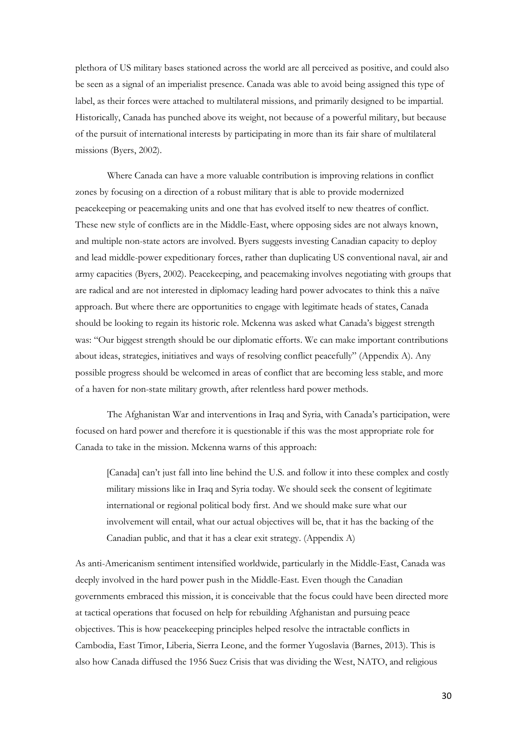plethora of US military bases stationed across the world are all perceived as positive, and could also be seen as a signal of an imperialist presence. Canada was able to avoid being assigned this type of label, as their forces were attached to multilateral missions, and primarily designed to be impartial. Historically, Canada has punched above its weight, not because of a powerful military, but because of the pursuit of international interests by participating in more than its fair share of multilateral missions (Byers, 2002).

Where Canada can have a more valuable contribution is improving relations in conflict zones by focusing on a direction of a robust military that is able to provide modernized peacekeeping or peacemaking units and one that has evolved itself to new theatres of conflict. These new style of conflicts are in the Middle-East, where opposing sides are not always known, and multiple non-state actors are involved. Byers suggests investing Canadian capacity to deploy and lead middle-power expeditionary forces, rather than duplicating US conventional naval, air and army capacities (Byers, 2002). Peacekeeping, and peacemaking involves negotiating with groups that are radical and are not interested in diplomacy leading hard power advocates to think this a naïve approach. But where there are opportunities to engage with legitimate heads of states, Canada should be looking to regain its historic role. Mckenna was asked what Canada's biggest strength was: "Our biggest strength should be our diplomatic efforts. We can make important contributions about ideas, strategies, initiatives and ways of resolving conflict peacefully" (Appendix A). Any possible progress should be welcomed in areas of conflict that are becoming less stable, and more of a haven for non-state military growth, after relentless hard power methods.

The Afghanistan War and interventions in Iraq and Syria, with Canada's participation, were focused on hard power and therefore it is questionable if this was the most appropriate role for Canada to take in the mission. Mckenna warns of this approach:

> [Canada] can't just fall into line behind the U.S. and follow it into these complex and costly military missions like in Iraq and Syria today. We should seek the consent of legitimate international or regional political body first. And we should make sure what our involvement will entail, what our actual objectives will be, that it has the backing of the Canadian public, and that it has a clear exit strategy. (Appendix A)

As anti-Americanism sentiment intensified worldwide, particularly in the Middle-East, Canada was deeply involved in the hard power push in the Middle-East. Even though the Canadian governments embraced this mission, it is conceivable that the focus could have been directed more at tactical operations that focused on help for rebuilding Afghanistan and pursuing peace objectives. This is how peacekeeping principles helped resolve the intractable conflicts in Cambodia, East Timor, Liberia, Sierra Leone, and the former Yugoslavia (Barnes, 2013). This is also how Canada diffused the 1956 Suez Crisis that was dividing the West, NATO, and religious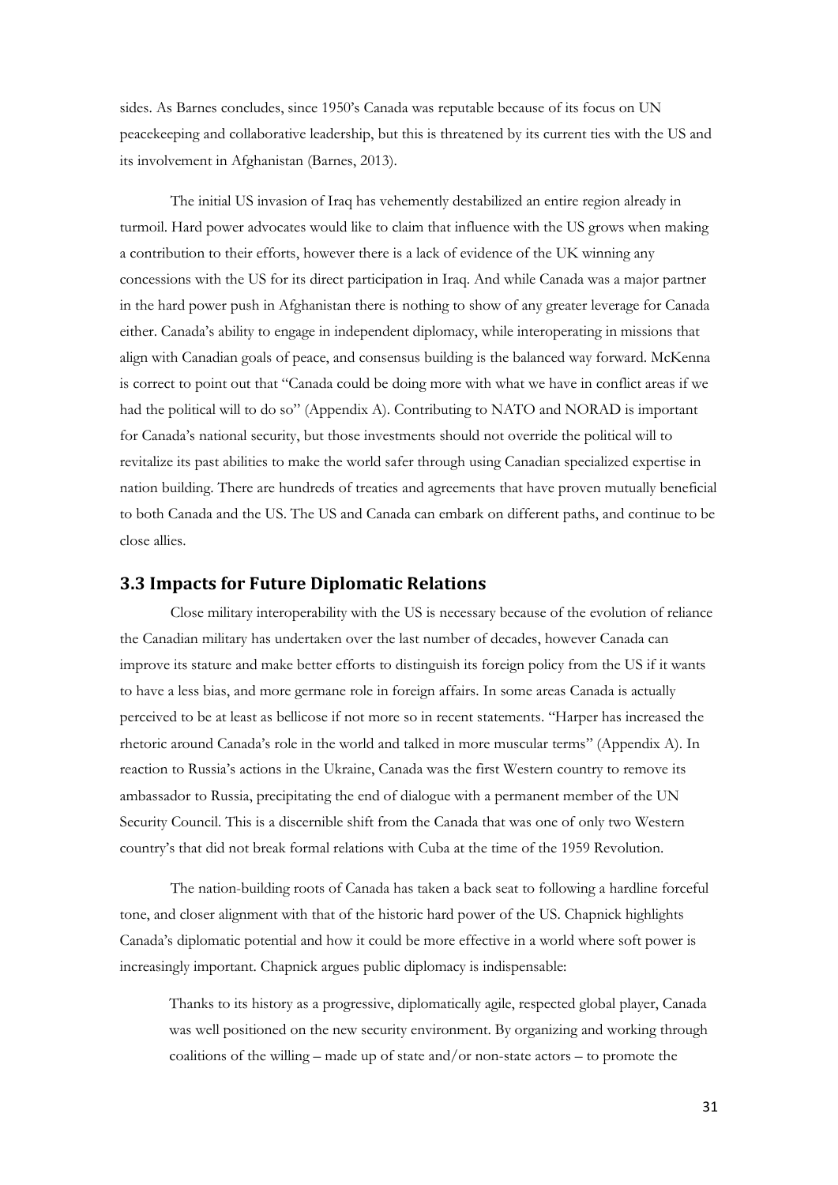sides. As Barnes concludes, since 1950's Canada was reputable because of its focus on UN peacekeeping and collaborative leadership, but this is threatened by its current ties with the US and its involvement in Afghanistan (Barnes, 2013).

The initial US invasion of Iraq has vehemently destabilized an entire region already in turmoil. Hard power advocates would like to claim that influence with the US grows when making a contribution to their efforts, however there is a lack of evidence of the UK winning any concessions with the US for its direct participation in Iraq. And while Canada was a major partner in the hard power push in Afghanistan there is nothing to show of any greater leverage for Canada either. Canada's ability to engage in independent diplomacy, while interoperating in missions that align with Canadian goals of peace, and consensus building is the balanced way forward. McKenna is correct to point out that "Canada could be doing more with what we have in conflict areas if we had the political will to do so" (Appendix A). Contributing to NATO and NORAD is important for Canada's national security, but those investments should not override the political will to revitalize its past abilities to make the world safer through using Canadian specialized expertise in nation building. There are hundreds of treaties and agreements that have proven mutually beneficial to both Canada and the US. The US and Canada can embark on different paths, and continue to be close allies.

### 3.3 Impacts for Future Diplomatic Relations

Close military interoperability with the US is necessary because of the evolution of reliance the Canadian military has undertaken over the last number of decades, however Canada can improve its stature and make better efforts to distinguish its foreign policy from the US if it wants to have a less bias, and more germane role in foreign affairs. In some areas Canada is actually perceived to be at least as bellicose if not more so in recent statements. "Harper has increased the rhetoric around Canada's role in the world and talked in more muscular terms" (Appendix A). In reaction to Russia's actions in the Ukraine, Canada was the first Western country to remove its ambassador to Russia, precipitating the end of dialogue with a permanent member of the UN Security Council. This is a discernible shift from the Canada that was one of only two Western country's that did not break formal relations with Cuba at the time of the 1959 Revolution.

The nation-building roots of Canada has taken a back seat to following a hardline forceful tone, and closer alignment with that of the historic hard power of the US. Chapnick highlights Canada's diplomatic potential and how it could be more effective in a world where soft power is increasingly important. Chapnick argues public diplomacy is indispensable:

> Thanks to its history as a progressive, diplomatically agile, respected global player, Canada was well positioned on the new security environment. By organizing and working through coalitions of the willing – made up of state and/or non-state actors – to promote the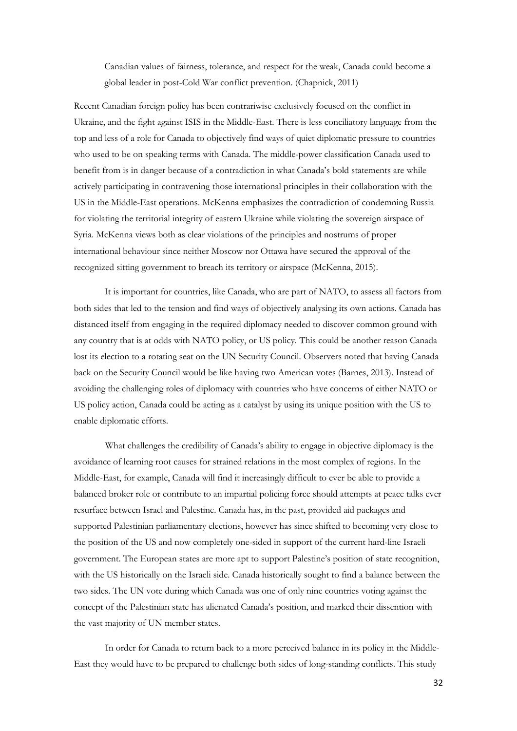> Canadian values of fairness, tolerance, and respect for the weak, Canada could become a global leader in post-Cold War conflict prevention. (Chapnick, 2011)

Recent Canadian foreign policy has been contrariwise exclusively focused on the conflict in Ukraine, and the fight against ISIS in the Middle-East. There is less conciliatory language from the top and less of a role for Canada to objectively find ways of quiet diplomatic pressure to countries who used to be on speaking terms with Canada. The middle-power classification Canada used to benefit from is in danger because of a contradiction in what Canada's bold statements are while actively participating in contravening those international principles in their collaboration with the US in the Middle-East operations. McKenna emphasizes the contradiction of condemning Russia for violating the territorial integrity of eastern Ukraine while violating the sovereign airspace of Syria. McKenna views both as clear violations of the principles and nostrums of proper international behaviour since neither Moscow nor Ottawa have secured the approval of the recognized sitting government to breach its territory or airspace (McKenna, 2015).

It is important for countries, like Canada, who are part of NATO, to assess all factors from both sides that led to the tension and find ways of objectively analysing its own actions. Canada has distanced itself from engaging in the required diplomacy needed to discover common ground with any country that is at odds with NATO policy, or US policy. This could be another reason Canada lost its election to a rotating seat on the UN Security Council. Observers noted that having Canada back on the Security Council would be like having two American votes (Barnes, 2013). Instead of avoiding the challenging roles of diplomacy with countries who have concerns of either NATO or US policy action, Canada could be acting as a catalyst by using its unique position with the US to enable diplomatic efforts.

What challenges the credibility of Canada's ability to engage in objective diplomacy is the avoidance of learning root causes for strained relations in the most complex of regions. In the Middle-East, for example, Canada will find it increasingly difficult to ever be able to provide a balanced broker role or contribute to an impartial policing force should attempts at peace talks ever resurface between Israel and Palestine. Canada has, in the past, provided aid packages and supported Palestinian parliamentary elections, however has since shifted to becoming very close to the position of the US and now completely one-sided in support of the current hard-line Israeli government. The European states are more apt to support Palestine's position of state recognition, with the US historically on the Israeli side. Canada historically sought to find a balance between the two sides. The UN vote during which Canada was one of only nine countries voting against the concept of the Palestinian state has alienated Canada's position, and marked their dissention with the vast majority of UN member states.

In order for Canada to return back to a more perceived balance in its policy in the Middle-East they would have to be prepared to challenge both sides of long-standing conflicts. This study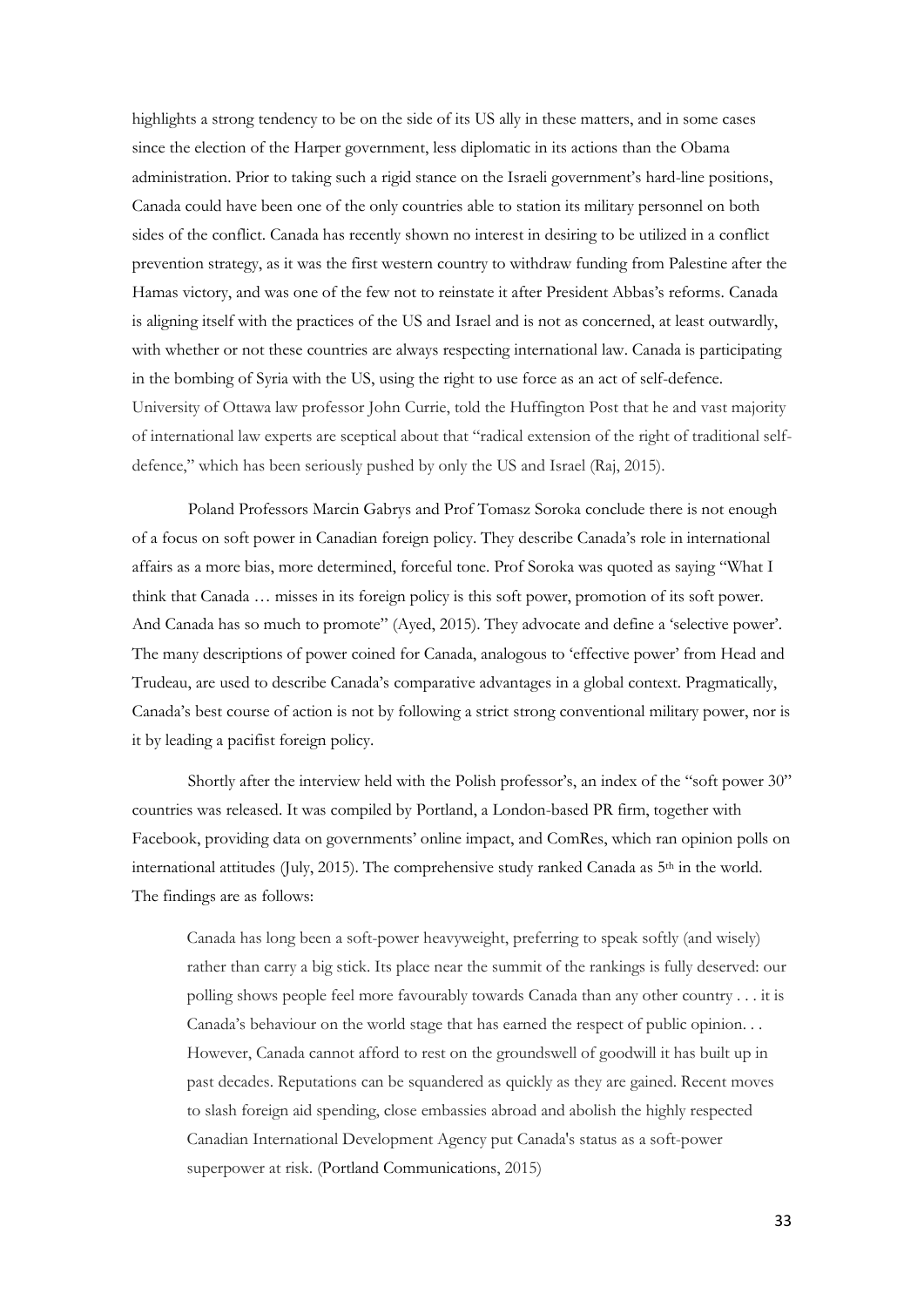highlights a strong tendency to be on the side of its US ally in these matters, and in some cases since the election of the Harper government, less diplomatic in its actions than the Obama administration. Prior to taking such a rigid stance on the Israeli government's hard-line positions, Canada could have been one of the only countries able to station its military personnel on both sides of the conflict. Canada has recently shown no interest in desiring to be utilized in a conflict prevention strategy, as it was the first western country to withdraw funding from Palestine after the Hamas victory, and was one of the few not to reinstate it after President Abbas's reforms. Canada is aligning itself with the practices of the US and Israel and is not as concerned, at least outwardly, with whether or not these countries are always respecting international law. Canada is participating in the bombing of Syria with the US, using the right to use force as an act of self-defence. University of Ottawa law professor John Currie, told the Huffington Post that he and vast majority of international law experts are sceptical about that "radical extension of the right of traditional self-defence," which has been seriously pushed by only the US and Israel (Raj, 2015).

Poland Professors Marcin Gabrys and Prof Tomasz Soroka conclude there is not enough of a focus on soft power in Canadian foreign policy. They describe Canada's role in international affairs as a more bias, more determined, forceful tone. Prof Soroka was quoted as saying "What I think that Canada … misses in its foreign policy is this soft power, promotion of its soft power. And Canada has so much to promote" (Ayed, 2015). They advocate and define a 'selective power'. The many descriptions of power coined for Canada, analogous to 'effective power' from Head and Trudeau, are used to describe Canada's comparative advantages in a global context. Pragmatically, Canada's best course of action is not by following a strict strong conventional military power, nor is it by leading a pacifist foreign policy.

Shortly after the interview held with the Polish professor's, an index of the "soft power 30" countries was released. It was compiled by Portland, a London-based PR firm, together with Facebook, providing data on governments' online impact, and ComRes, which ran opinion polls on international attitudes (July, 2015). The comprehensive study ranked Canada as 5th in the world. The findings are as follows:

> Canada has long been a soft-power heavyweight, preferring to speak softly (and wisely) rather than carry a big stick. Its place near the summit of the rankings is fully deserved: our polling shows people feel more favourably towards Canada than any other country . . . it is Canada's behaviour on the world stage that has earned the respect of public opinion. . . However, Canada cannot afford to rest on the groundswell of goodwill it has built up in past decades. Reputations can be squandered as quickly as they are gained. Recent moves to slash foreign aid spending, close embassies abroad and abolish the highly respected Canadian International Development Agency put Canada's status as a soft-power superpower at risk. (Portland Communications, 2015)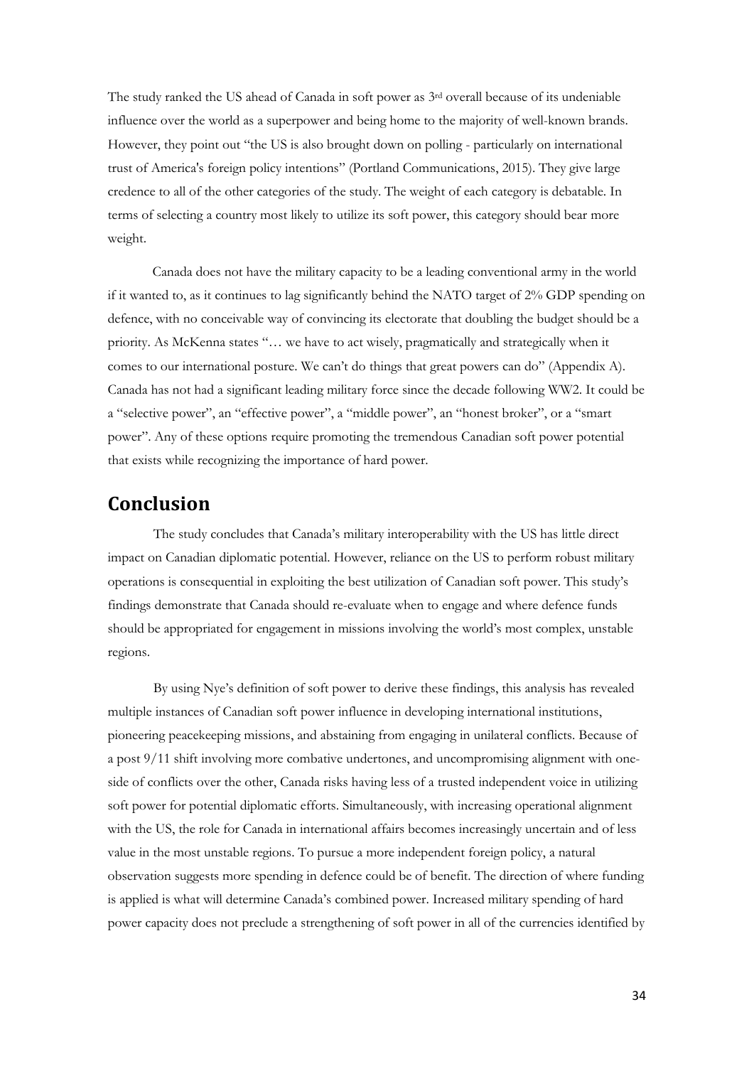The study ranked the US ahead of Canada in soft power as 3rd overall because of its undeniable influence over the world as a superpower and being home to the majority of well-known brands. However, they point out "the US is also brought down on polling - particularly on international trust of America's foreign policy intentions" (Portland Communications, 2015). They give large credence to all of the other categories of the study. The weight of each category is debatable. In terms of selecting a country most likely to utilize its soft power, this category should bear more weight.

Canada does not have the military capacity to be a leading conventional army in the world if it wanted to, as it continues to lag significantly behind the NATO target of 2% GDP spending on defence, with no conceivable way of convincing its electorate that doubling the budget should be a priority. As McKenna states "… we have to act wisely, pragmatically and strategically when it comes to our international posture. We can't do things that great powers can do" (Appendix A). Canada has not had a significant leading military force since the decade following WW2. It could be a "selective power", an "effective power", a "middle power", an "honest broker", or a "smart power". Any of these options require promoting the tremendous Canadian soft power potential that exists while recognizing the importance of hard power.

## Conclusion

The study concludes that Canada's military interoperability with the US has little direct impact on Canadian diplomatic potential. However, reliance on the US to perform robust military operations is consequential in exploiting the best utilization of Canadian soft power. This study's findings demonstrate that Canada should re-evaluate when to engage and where defence funds should be appropriated for engagement in missions involving the world's most complex, unstable regions.

By using Nye's definition of soft power to derive these findings, this analysis has revealed multiple instances of Canadian soft power influence in developing international institutions, pioneering peacekeeping missions, and abstaining from engaging in unilateral conflicts. Because of a post 9/11 shift involving more combative undertones, and uncompromising alignment with one-side of conflicts over the other, Canada risks having less of a trusted independent voice in utilizing soft power for potential diplomatic efforts. Simultaneously, with increasing operational alignment with the US, the role for Canada in international affairs becomes increasingly uncertain and of less value in the most unstable regions. To pursue a more independent foreign policy, a natural observation suggests more spending in defence could be of benefit. The direction of where funding is applied is what will determine Canada's combined power. Increased military spending of hard power capacity does not preclude a strengthening of soft power in all of the currencies identified by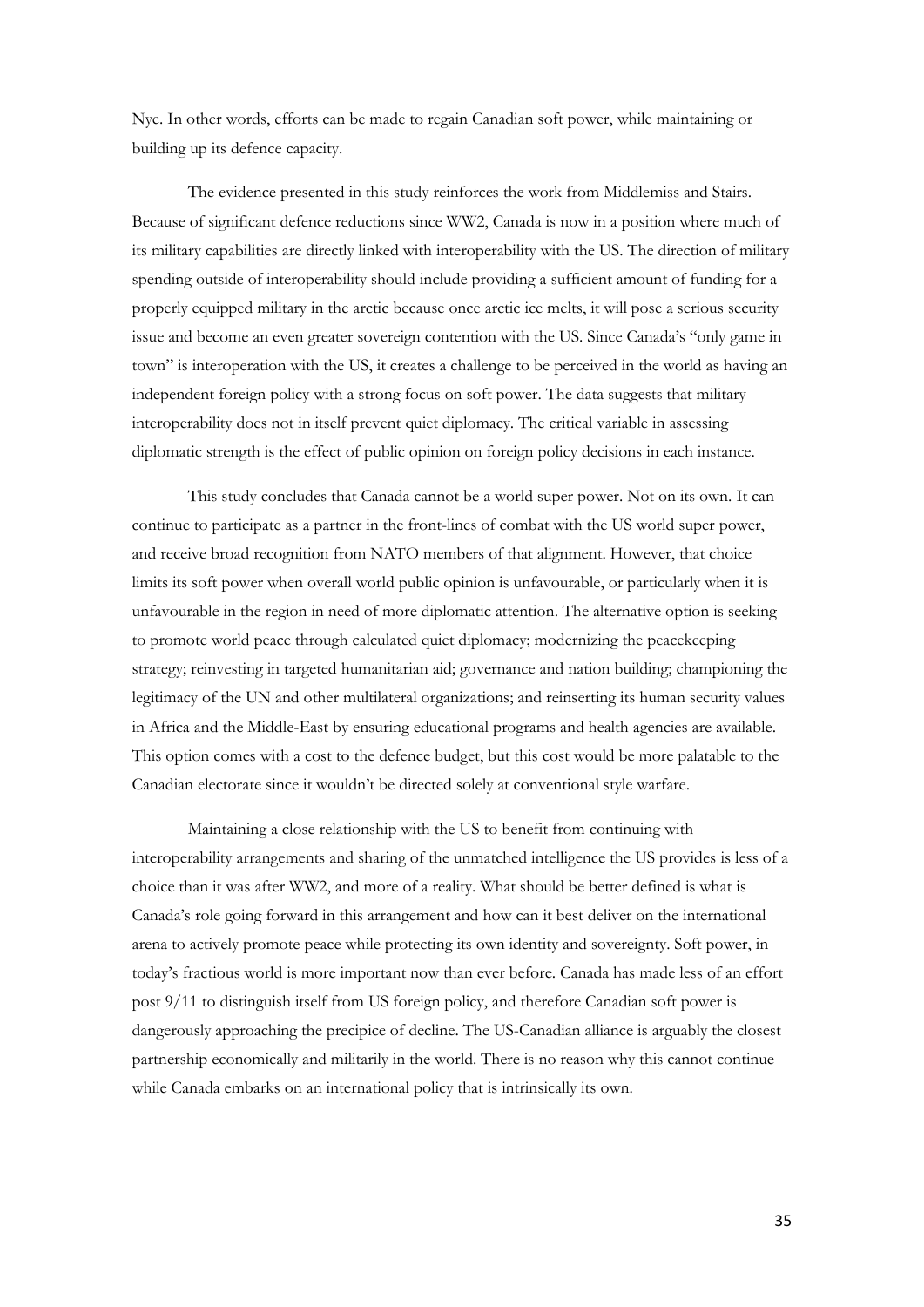Nye. In other words, efforts can be made to regain Canadian soft power, while maintaining or building up its defence capacity.

The evidence presented in this study reinforces the work from Middlemiss and Stairs. Because of significant defence reductions since WW2, Canada is now in a position where much of its military capabilities are directly linked with interoperability with the US. The direction of military spending outside of interoperability should include providing a sufficient amount of funding for a properly equipped military in the arctic because once arctic ice melts, it will pose a serious security issue and become an even greater sovereign contention with the US. Since Canada's "only game in town" is interoperation with the US, it creates a challenge to be perceived in the world as having an independent foreign policy with a strong focus on soft power. The data suggests that military interoperability does not in itself prevent quiet diplomacy. The critical variable in assessing diplomatic strength is the effect of public opinion on foreign policy decisions in each instance.

This study concludes that Canada cannot be a world super power. Not on its own. It can continue to participate as a partner in the front-lines of combat with the US world super power, and receive broad recognition from NATO members of that alignment. However, that choice limits its soft power when overall world public opinion is unfavourable, or particularly when it is unfavourable in the region in need of more diplomatic attention. The alternative option is seeking to promote world peace through calculated quiet diplomacy; modernizing the peacekeeping strategy; reinvesting in targeted humanitarian aid; governance and nation building; championing the legitimacy of the UN and other multilateral organizations; and reinserting its human security values in Africa and the Middle-East by ensuring educational programs and health agencies are available. This option comes with a cost to the defence budget, but this cost would be more palatable to the Canadian electorate since it wouldn't be directed solely at conventional style warfare.

Maintaining a close relationship with the US to benefit from continuing with interoperability arrangements and sharing of the unmatched intelligence the US provides is less of a choice than it was after WW2, and more of a reality. What should be better defined is what is Canada's role going forward in this arrangement and how can it best deliver on the international arena to actively promote peace while protecting its own identity and sovereignty. Soft power, in today's fractious world is more important now than ever before. Canada has made less of an effort post 9/11 to distinguish itself from US foreign policy, and therefore Canadian soft power is dangerously approaching the precipice of decline. The US-Canadian alliance is arguably the closest partnership economically and militarily in the world. There is no reason why this cannot continue while Canada embarks on an international policy that is intrinsically its own.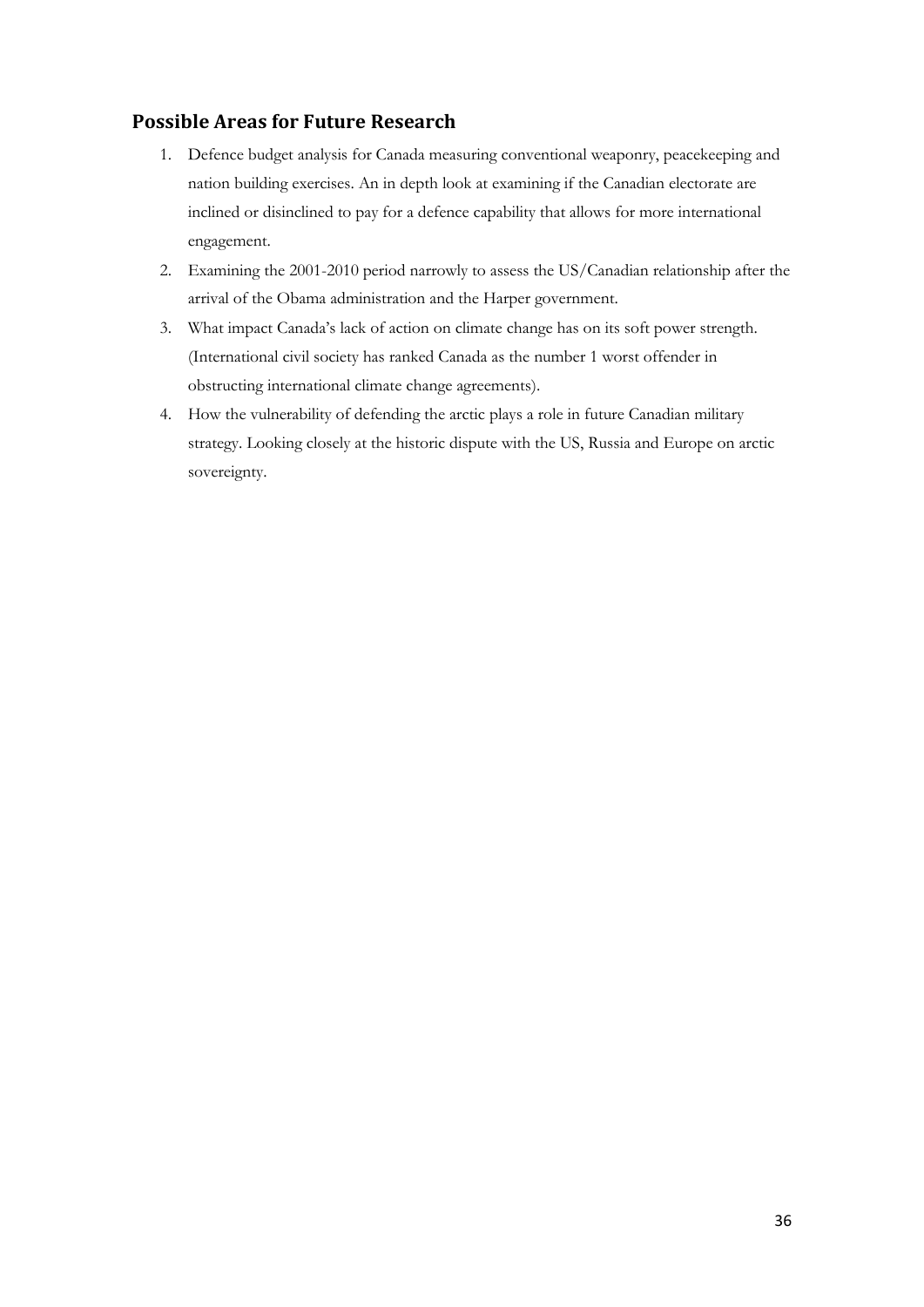## Possible Areas for Future Research

1. Defence budget analysis for Canada measuring conventional weaponry, peacekeeping and nation building exercises. An in depth look at examining if the Canadian electorate are inclined or disinclined to pay for a defence capability that allows for more international engagement.
2. Examining the 2001-2010 period narrowly to assess the US/Canadian relationship after the arrival of the Obama administration and the Harper government.
3. What impact Canada's lack of action on climate change has on its soft power strength. (International civil society has ranked Canada as the number 1 worst offender in obstructing international climate change agreements).
4. How the vulnerability of defending the arctic plays a role in future Canadian military strategy. Looking closely at the historic dispute with the US, Russia and Europe on arctic sovereignty.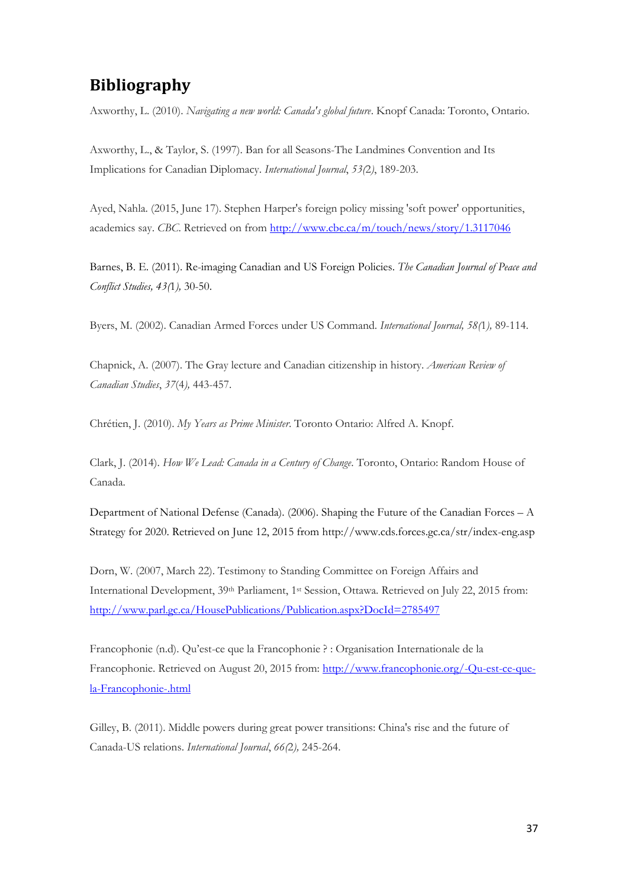# Bibliography

Axworthy, L. (2010). *Navigating a new world: Canada's global future*. Knopf Canada: Toronto, Ontario.

Axworthy, L., & Taylor, S. (1997). Ban for all Seasons-The Landmines Convention and Its Implications for Canadian Diplomacy. *International Journal*, *53(2)*, 189-203.

Ayed, Nahla. (2015, June 17). Stephen Harper's foreign policy missing 'soft power' opportunities, academics say. *CBC*. Retrieved on from http://www.cbc.ca/m/touch/news/story/1.3117046

Barnes, B. E. (2011). Re-imaging Canadian and US Foreign Policies. *The Canadian Journal of Peace and Conflict Studies, 43(*1*),* 30-50.

Byers, M. (2002). Canadian Armed Forces under US Command. *International Journal, 58(*1*),* 89-114.

Chapnick, A. (2007). The Gray lecture and Canadian citizenship in history. *American Review of Canadian Studies*, *37*(4*),* 443-457.

Chrétien, J. (2010). *My Years as Prime Minister*. Toronto Ontario: Alfred A. Knopf.

Clark, J. (2014). *How We Lead: Canada in a Century of Change*. Toronto, Ontario: Random House of Canada.

Department of National Defense (Canada). (2006). Shaping the Future of the Canadian Forces – A Strategy for 2020. Retrieved on June 12, 2015 from http://www.cds.forces.gc.ca/str/index-eng.asp

Dorn, W. (2007, March 22). Testimony to Standing Committee on Foreign Affairs and International Development, 39th Parliament, 1st Session, Ottawa. Retrieved on July 22, 2015 from: http://www.parl.gc.ca/HousePublications/Publication.aspx?DocId=2785497

Francophonie (n.d). Qu'est-ce que la Francophonie ? : Organisation Internationale de la Francophonie. Retrieved on August 20, 2015 from: http://www.francophonie.org/-Qu-est-ce-que-la-Francophonie-.html

Gilley, B. (2011). Middle powers during great power transitions: China's rise and the future of Canada-US relations. *International Journal*, *66(*2*),* 245-264.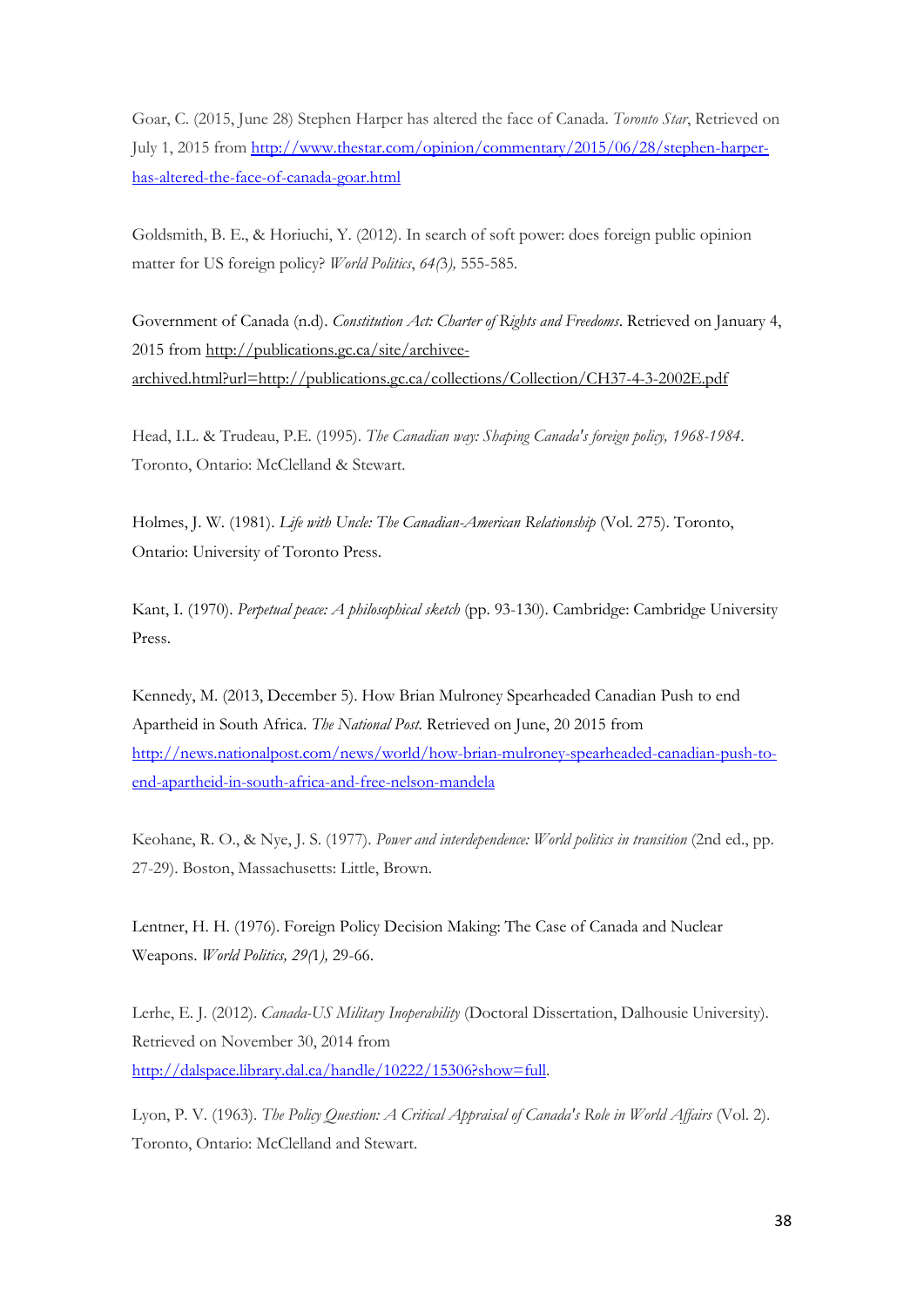Goar, C. (2015, June 28) Stephen Harper has altered the face of Canada. *Toronto Star*, Retrieved on July 1, 2015 from http://www.thestar.com/opinion/commentary/2015/06/28/stephen-harper-has-altered-the-face-of-canada-goar.html

Goldsmith, B. E., & Horiuchi, Y. (2012). In search of soft power: does foreign public opinion matter for US foreign policy? *World Politics*, *64(*3*),* 555-585.

Government of Canada (n.d). *Constitution Act: Charter of Rights and Freedoms*. Retrieved on January 4, 2015 from http://publications.gc.ca/site/archivee-archived.html?url=http://publications.gc.ca/collections/Collection/CH37-4-3-2002E.pdf

Head, I.L. & Trudeau, P.E. (1995). *The Canadian way: Shaping Canada's foreign policy, 1968-1984*. Toronto, Ontario: McClelland & Stewart.

Holmes, J. W. (1981). *Life with Uncle: The Canadian-American Relationship* (Vol. 275). Toronto, Ontario: University of Toronto Press.

Kant, I. (1970). *Perpetual peace: A philosophical sketch* (pp. 93-130). Cambridge: Cambridge University Press.

Kennedy, M. (2013, December 5). How Brian Mulroney Spearheaded Canadian Push to end Apartheid in South Africa. *The National Post.* Retrieved on June, 20 2015 from http://news.nationalpost.com/news/world/how-brian-mulroney-spearheaded-canadian-push-to-end-apartheid-in-south-africa-and-free-nelson-mandela

Keohane, R. O., & Nye, J. S. (1977). *Power and interdependence: World politics in transition* (2nd ed., pp. 27-29). Boston, Massachusetts: Little, Brown.

Lentner, H. H. (1976). Foreign Policy Decision Making: The Case of Canada and Nuclear Weapons. *World Politics, 29(*1*),* 29-66.

Lerhe, E. J. (2012). *Canada-US Military Inoperability* (Doctoral Dissertation, Dalhousie University). Retrieved on November 30, 2014 from http://dalspace.library.dal.ca/handle/10222/15306?show=full.

Lyon, P. V. (1963). *The Policy Question: A Critical Appraisal of Canada's Role in World Affairs* (Vol. 2). Toronto, Ontario: McClelland and Stewart.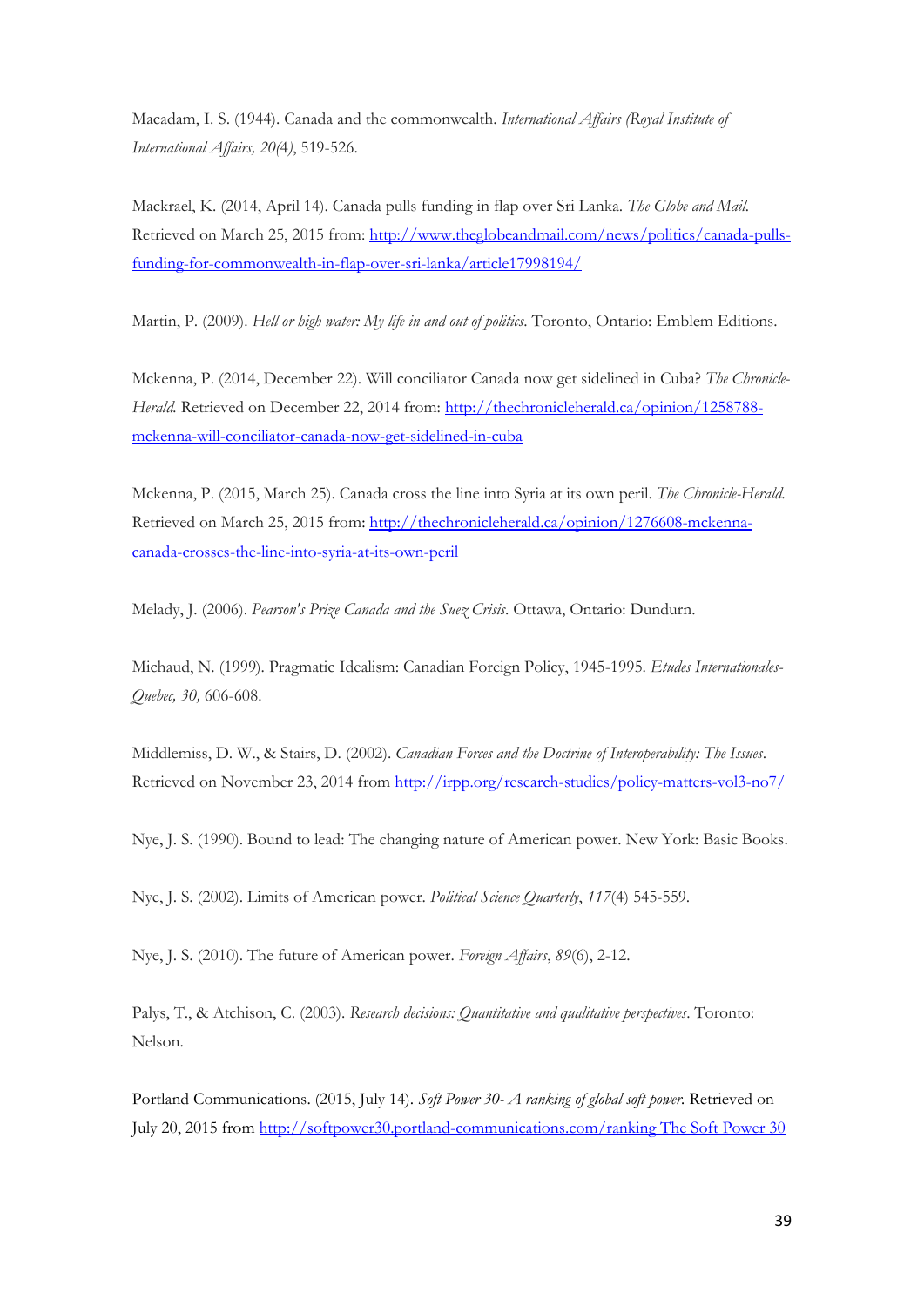Macadam, I. S. (1944). Canada and the commonwealth. *International Affairs (Royal Institute of International Affairs, 20(*4*)*, 519-526.

Mackrael, K. (2014, April 14). Canada pulls funding in flap over Sri Lanka. *The Globe and Mail.* Retrieved on March 25, 2015 from: http://www.theglobeandmail.com/news/politics/canada-pulls-funding-for-commonwealth-in-flap-over-sri-lanka/article17998194/

Martin, P. (2009). *Hell or high water: My life in and out of politics*. Toronto, Ontario: Emblem Editions.

Mckenna, P. (2014, December 22). Will conciliator Canada now get sidelined in Cuba? *The Chronicle-Herald.* Retrieved on December 22, 2014 from: http://thechronicleherald.ca/opinion/1258788-mckenna-will-conciliator-canada-now-get-sidelined-in-cuba

Mckenna, P. (2015, March 25). Canada cross the line into Syria at its own peril. *The Chronicle-Herald.* Retrieved on March 25, 2015 from: http://thechronicleherald.ca/opinion/1276608-mckenna-canada-crosses-the-line-into-syria-at-its-own-peril

Melady, J. (2006). *Pearson's Prize Canada and the Suez Crisis.* Ottawa, Ontario: Dundurn.

Michaud, N. (1999). Pragmatic Idealism: Canadian Foreign Policy, 1945-1995. *Etudes Internationales-Quebec, 30,* 606-608.

Middlemiss, D. W., & Stairs, D. (2002). *Canadian Forces and the Doctrine of Interoperability: The Issues*. Retrieved on November 23, 2014 from http://irpp.org/research-studies/policy-matters-vol3-no7/

Nye, J. S. (1990). Bound to lead: The changing nature of American power. New York: Basic Books.

Nye, J. S. (2002). Limits of American power. *Political Science Quarterly*, *117*(4) 545-559.

Nye, J. S. (2010). The future of American power. *Foreign Affairs*, *89*(6), 2-12.

Palys, T., & Atchison, C. (2003). *Research decisions: Quantitative and qualitative perspectives*. Toronto: Nelson.

Portland Communications. (2015, July 14). *Soft Power 30- A ranking of global soft power.* Retrieved on July 20, 2015 from http://softpower30.portland-communications.com/ranking The Soft Power 30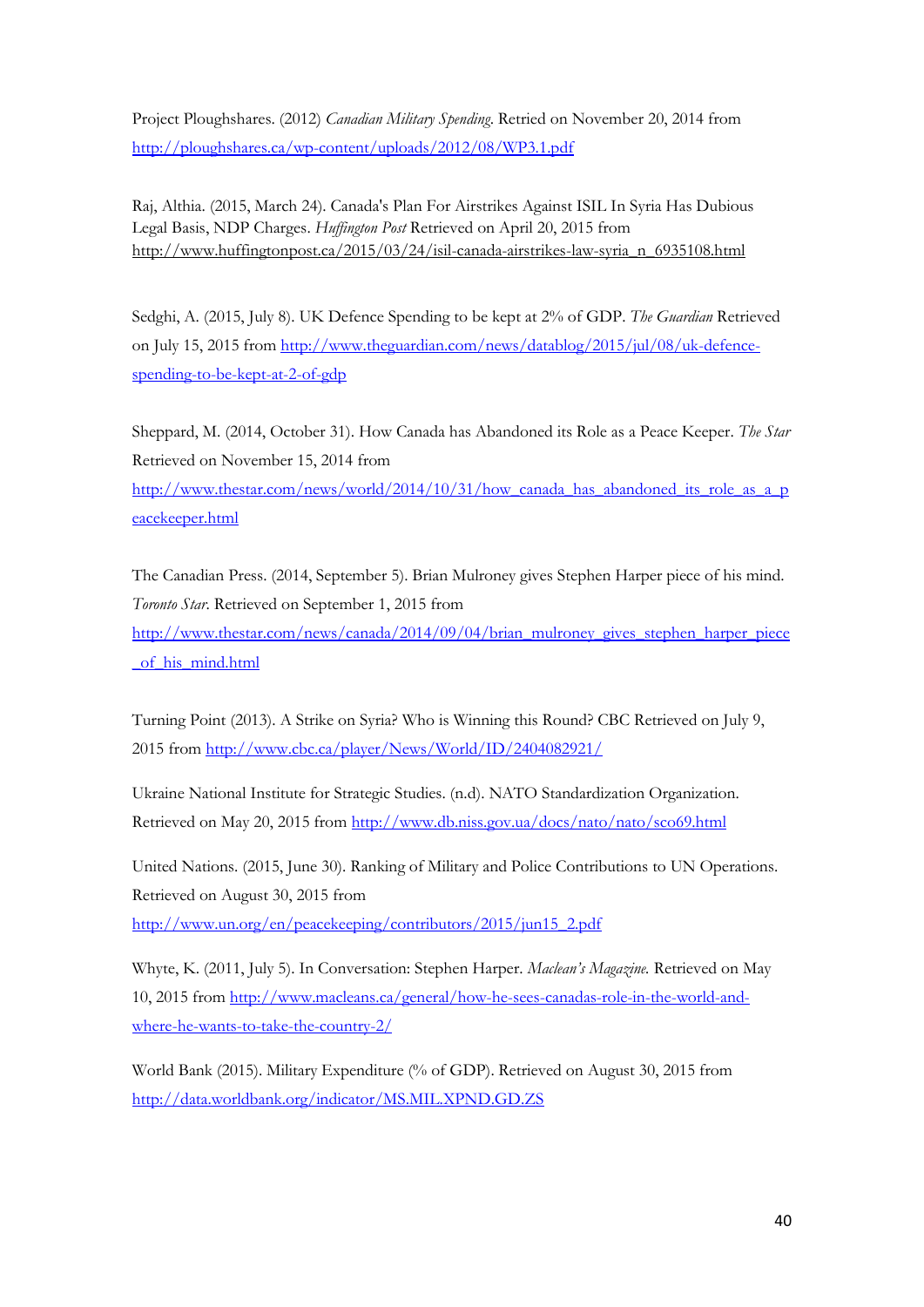Project Ploughshares. (2012) *Canadian Military Spending*. Retried on November 20, 2014 from http://ploughshares.ca/wp-content/uploads/2012/08/WP3.1.pdf

Raj, Althia. (2015, March 24). Canada's Plan For Airstrikes Against ISIL In Syria Has Dubious Legal Basis, NDP Charges. *Huffington Post* Retrieved on April 20, 2015 from http://www.huffingtonpost.ca/2015/03/24/isil-canada-airstrikes-law-syria_n_6935108.html

Sedghi, A. (2015, July 8). UK Defence Spending to be kept at 2% of GDP. *The Guardian* Retrieved on July 15, 2015 from http://www.theguardian.com/news/datablog/2015/jul/08/uk-defence-spending-to-be-kept-at-2-of-gdp

Sheppard, M. (2014, October 31). How Canada has Abandoned its Role as a Peace Keeper. *The Star* Retrieved on November 15, 2014 from http://www.thestar.com/news/world/2014/10/31/how_canada_has_abandoned_its_role_as_a_peacekeeper.html

The Canadian Press. (2014, September 5). Brian Mulroney gives Stephen Harper piece of his mind. *Toronto Star*. Retrieved on September 1, 2015 from http://www.thestar.com/news/canada/2014/09/04/brian_mulroney_gives_stephen_harper_piece_of_his_mind.html

Turning Point (2013). A Strike on Syria? Who is Winning this Round? CBC Retrieved on July 9, 2015 from http://www.cbc.ca/player/News/World/ID/2404082921/

Ukraine National Institute for Strategic Studies. (n.d). NATO Standardization Organization. Retrieved on May 20, 2015 from http://www.db.niss.gov.ua/docs/nato/nato/sco69.html

United Nations. (2015, June 30). Ranking of Military and Police Contributions to UN Operations. Retrieved on August 30, 2015 from http://www.un.org/en/peacekeeping/contributors/2015/jun15_2.pdf

Whyte, K. (2011, July 5). In Conversation: Stephen Harper. *Maclean's Magazine.* Retrieved on May 10, 2015 from http://www.macleans.ca/general/how-he-sees-canadas-role-in-the-world-and-where-he-wants-to-take-the-country-2/

World Bank (2015). Military Expenditure (% of GDP). Retrieved on August 30, 2015 from http://data.worldbank.org/indicator/MS.MIL.XPND.GD.ZS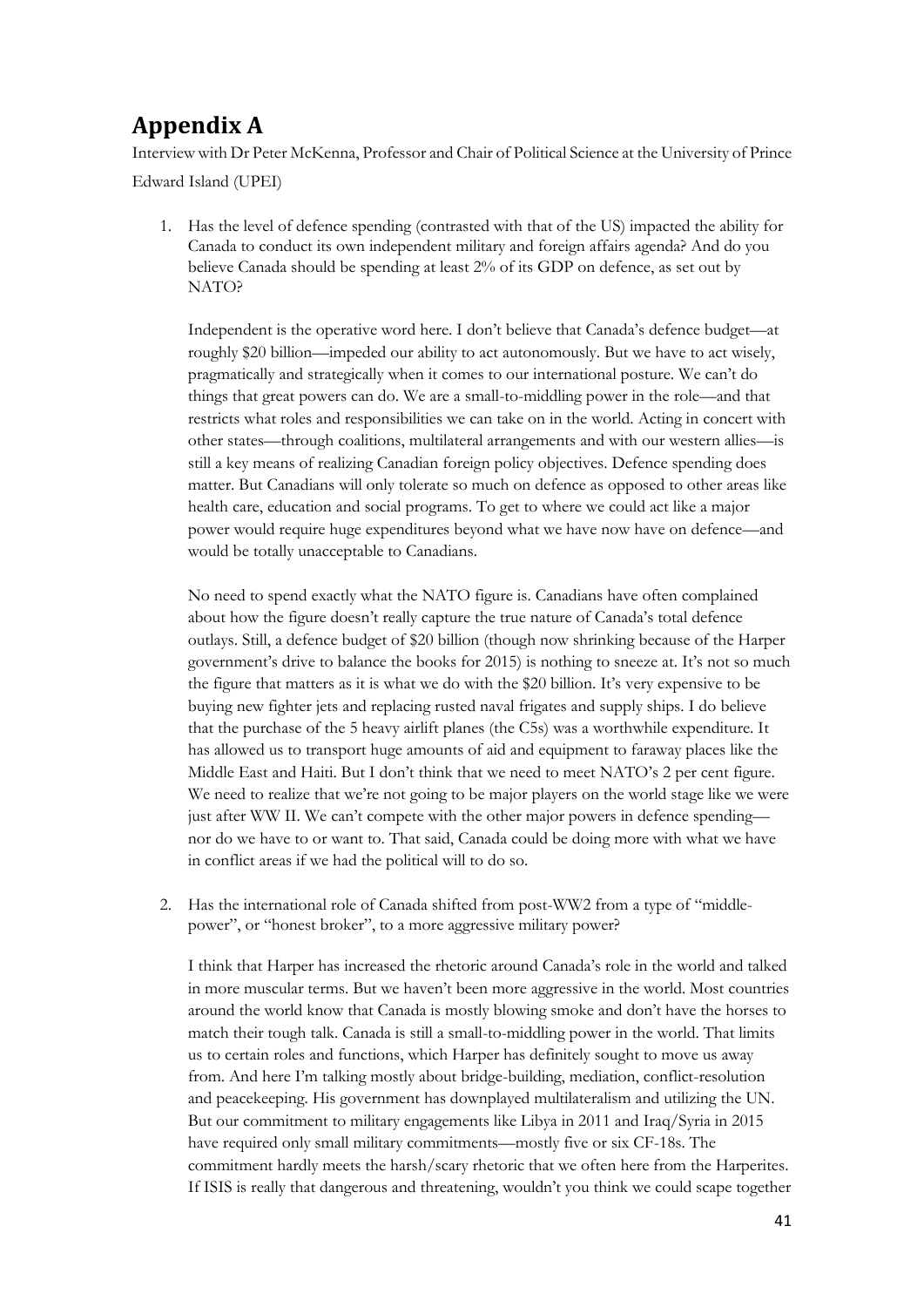# Appendix A

Interview with Dr Peter McKenna, Professor and Chair of Political Science at the University of Prince Edward Island (UPEI)

1. Has the level of defence spending (contrasted with that of the US) impacted the ability for Canada to conduct its own independent military and foreign affairs agenda? And do you believe Canada should be spending at least 2% of its GDP on defence, as set out by NATO?

   Independent is the operative word here. I don't believe that Canada's defence budget—at roughly $20 billion—impeded our ability to act autonomously. But we have to act wisely, pragmatically and strategically when it comes to our international posture. We can't do things that great powers can do. We are a small-to-middling power in the role—and that restricts what roles and responsibilities we can take on in the world. Acting in concert with other states—through coalitions, multilateral arrangements and with our western allies—is still a key means of realizing Canadian foreign policy objectives. Defence spending does matter. But Canadians will only tolerate so much on defence as opposed to other areas like health care, education and social programs. To get to where we could act like a major power would require huge expenditures beyond what we have now have on defence—and would be totally unacceptable to Canadians.

   No need to spend exactly what the NATO figure is. Canadians have often complained about how the figure doesn't really capture the true nature of Canada's total defence outlays. Still, a defence budget of $20 billion (though now shrinking because of the Harper government's drive to balance the books for 2015) is nothing to sneeze at. It's not so much the figure that matters as it is what we do with the $20 billion. It's very expensive to be buying new fighter jets and replacing rusted naval frigates and supply ships. I do believe that the purchase of the 5 heavy airlift planes (the C5s) was a worthwhile expenditure. It has allowed us to transport huge amounts of aid and equipment to faraway places like the Middle East and Haiti. But I don't think that we need to meet NATO's 2 per cent figure. We need to realize that we're not going to be major players on the world stage like we were just after WW II. We can't compete with the other major powers in defence spending—nor do we have to or want to. That said, Canada could be doing more with what we have in conflict areas if we had the political will to do so.

2. Has the international role of Canada shifted from post-WW2 from a type of "middle-power", or "honest broker", to a more aggressive military power?

   I think that Harper has increased the rhetoric around Canada's role in the world and talked in more muscular terms. But we haven't been more aggressive in the world. Most countries around the world know that Canada is mostly blowing smoke and don't have the horses to match their tough talk. Canada is still a small-to-middling power in the world. That limits us to certain roles and functions, which Harper has definitely sought to move us away from. And here I'm talking mostly about bridge-building, mediation, conflict-resolution and peacekeeping. His government has downplayed multilateralism and utilizing the UN. But our commitment to military engagements like Libya in 2011 and Iraq/Syria in 2015 have required only small military commitments—mostly five or six CF-18s. The commitment hardly meets the harsh/scary rhetoric that we often here from the Harperites. If ISIS is really that dangerous and threatening, wouldn't you think we could scape together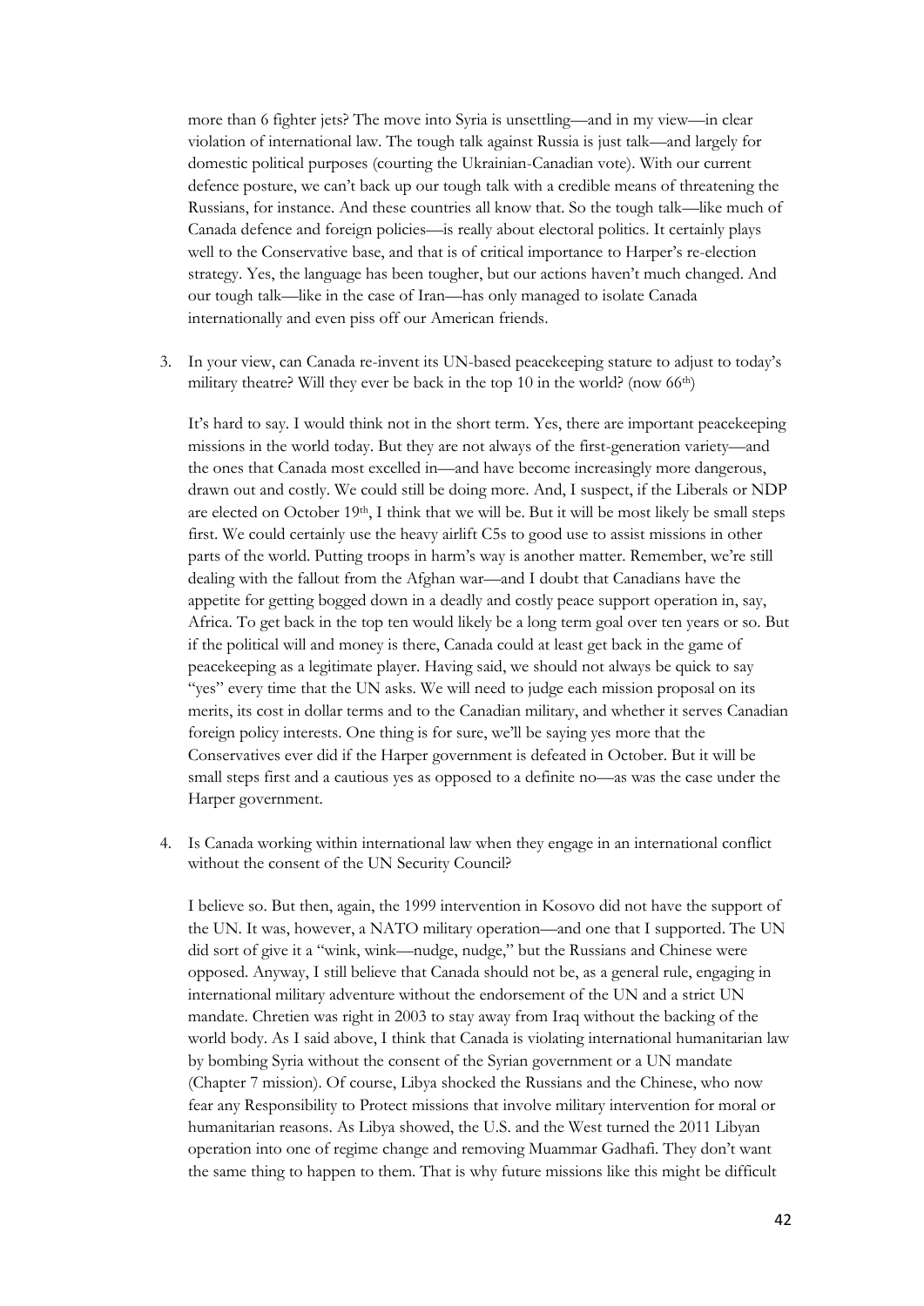more than 6 fighter jets? The move into Syria is unsettling—and in my view—in clear violation of international law. The tough talk against Russia is just talk—and largely for domestic political purposes (courting the Ukrainian-Canadian vote). With our current defence posture, we can't back up our tough talk with a credible means of threatening the Russians, for instance. And these countries all know that. So the tough talk—like much of Canada defence and foreign policies—is really about electoral politics. It certainly plays well to the Conservative base, and that is of critical importance to Harper's re-election strategy. Yes, the language has been tougher, but our actions haven't much changed. And our tough talk—like in the case of Iran—has only managed to isolate Canada internationally and even piss off our American friends.

3. In your view, can Canada re-invent its UN-based peacekeeping stature to adjust to today's military theatre? Will they ever be back in the top 10 in the world? (now 66th)

   It's hard to say. I would think not in the short term. Yes, there are important peacekeeping missions in the world today. But they are not always of the first-generation variety—and the ones that Canada most excelled in—and have become increasingly more dangerous, drawn out and costly. We could still be doing more. And, I suspect, if the Liberals or NDP are elected on October 19th, I think that we will be. But it will be most likely be small steps first. We could certainly use the heavy airlift C5s to good use to assist missions in other parts of the world. Putting troops in harm's way is another matter. Remember, we're still dealing with the fallout from the Afghan war—and I doubt that Canadians have the appetite for getting bogged down in a deadly and costly peace support operation in, say, Africa. To get back in the top ten would likely be a long term goal over ten years or so. But if the political will and money is there, Canada could at least get back in the game of peacekeeping as a legitimate player. Having said, we should not always be quick to say "yes" every time that the UN asks. We will need to judge each mission proposal on its merits, its cost in dollar terms and to the Canadian military, and whether it serves Canadian foreign policy interests. One thing is for sure, we'll be saying yes more that the Conservatives ever did if the Harper government is defeated in October. But it will be small steps first and a cautious yes as opposed to a definite no—as was the case under the Harper government.

4. Is Canada working within international law when they engage in an international conflict without the consent of the UN Security Council?

   I believe so. But then, again, the 1999 intervention in Kosovo did not have the support of the UN. It was, however, a NATO military operation—and one that I supported. The UN did sort of give it a "wink, wink—nudge, nudge," but the Russians and Chinese were opposed. Anyway, I still believe that Canada should not be, as a general rule, engaging in international military adventure without the endorsement of the UN and a strict UN mandate. Chretien was right in 2003 to stay away from Iraq without the backing of the world body. As I said above, I think that Canada is violating international humanitarian law by bombing Syria without the consent of the Syrian government or a UN mandate (Chapter 7 mission). Of course, Libya shocked the Russians and the Chinese, who now fear any Responsibility to Protect missions that involve military intervention for moral or humanitarian reasons. As Libya showed, the U.S. and the West turned the 2011 Libyan operation into one of regime change and removing Muammar Gadhafi. They don't want the same thing to happen to them. That is why future missions like this might be difficult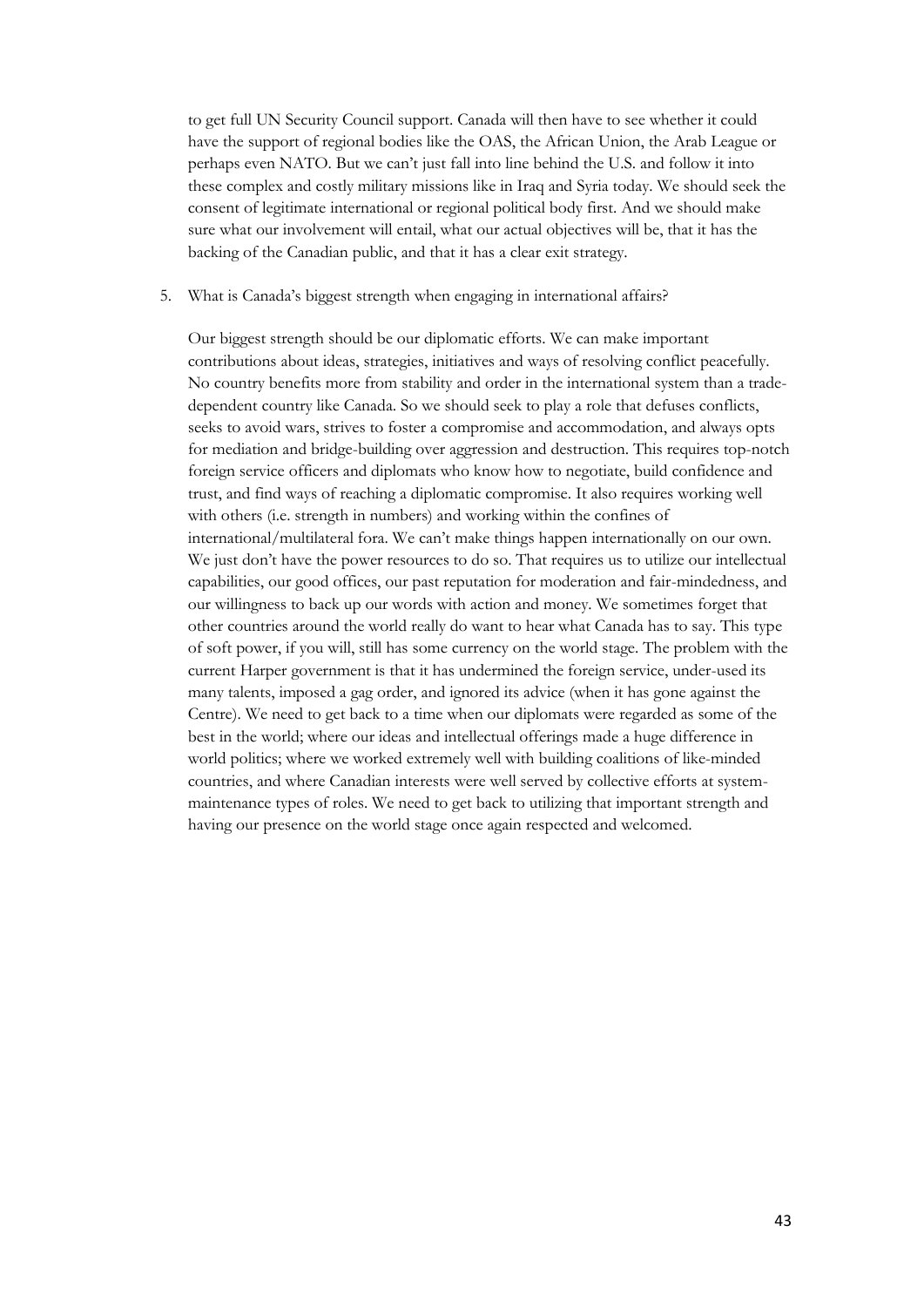to get full UN Security Council support. Canada will then have to see whether it could have the support of regional bodies like the OAS, the African Union, the Arab League or perhaps even NATO. But we can't just fall into line behind the U.S. and follow it into these complex and costly military missions like in Iraq and Syria today. We should seek the consent of legitimate international or regional political body first. And we should make sure what our involvement will entail, what our actual objectives will be, that it has the backing of the Canadian public, and that it has a clear exit strategy.

5. What is Canada's biggest strength when engaging in international affairs?

   Our biggest strength should be our diplomatic efforts. We can make important contributions about ideas, strategies, initiatives and ways of resolving conflict peacefully. No country benefits more from stability and order in the international system than a trade-dependent country like Canada. So we should seek to play a role that defuses conflicts, seeks to avoid wars, strives to foster a compromise and accommodation, and always opts for mediation and bridge-building over aggression and destruction. This requires top-notch foreign service officers and diplomats who know how to negotiate, build confidence and trust, and find ways of reaching a diplomatic compromise. It also requires working well with others (i.e. strength in numbers) and working within the confines of international/multilateral fora. We can't make things happen internationally on our own. We just don't have the power resources to do so. That requires us to utilize our intellectual capabilities, our good offices, our past reputation for moderation and fair-mindedness, and our willingness to back up our words with action and money. We sometimes forget that other countries around the world really do want to hear what Canada has to say. This type of soft power, if you will, still has some currency on the world stage. The problem with the current Harper government is that it has undermined the foreign service, under-used its many talents, imposed a gag order, and ignored its advice (when it has gone against the Centre). We need to get back to a time when our diplomats were regarded as some of the best in the world; where our ideas and intellectual offerings made a huge difference in world politics; where we worked extremely well with building coalitions of like-minded countries, and where Canadian interests were well served by collective efforts at system-maintenance types of roles. We need to get back to utilizing that important strength and having our presence on the world stage once again respected and welcomed.